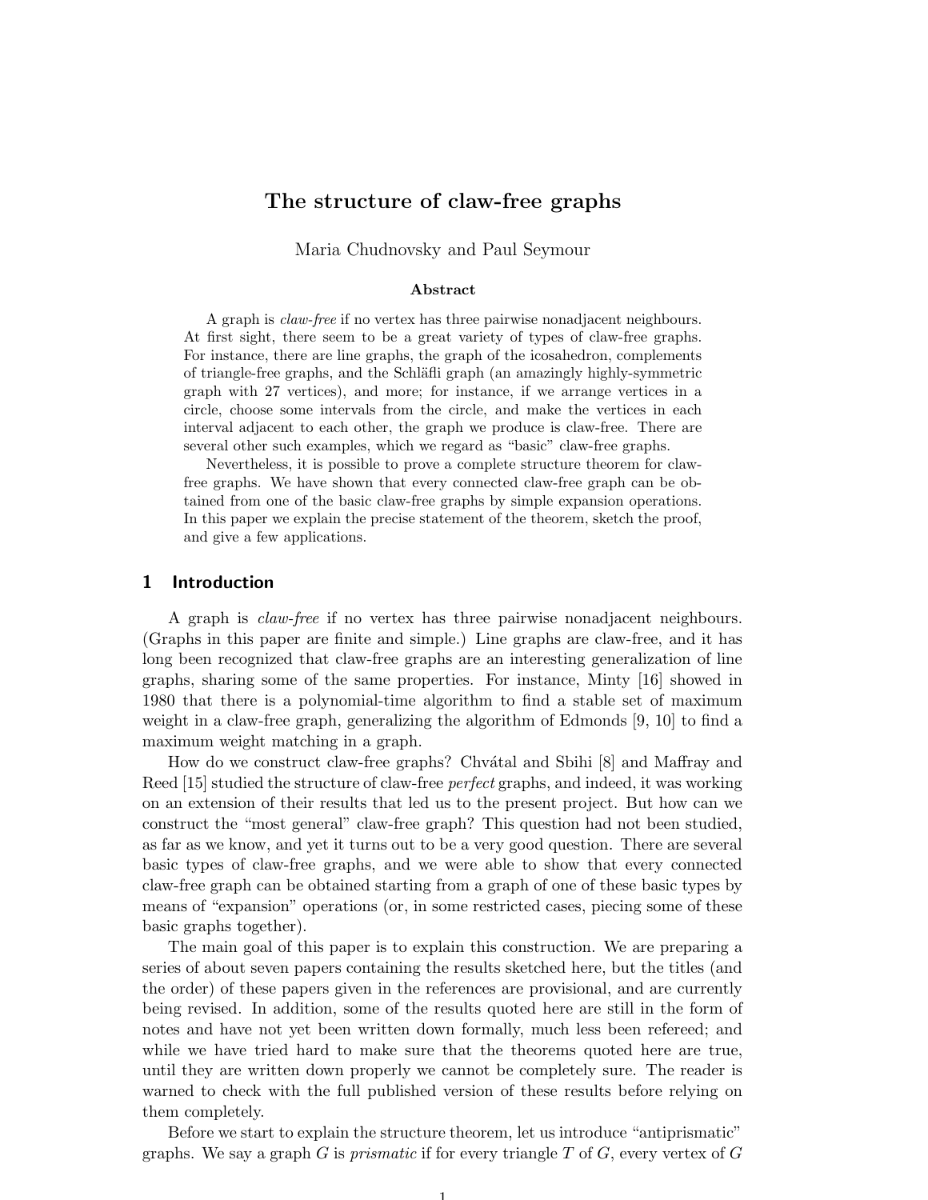# The structure of claw-free graphs

Maria Chudnovsky and Paul Seymour

### Abstract

A graph is *claw-free* if no vertex has three pairwise nonadjacent neighbours. At first sight, there seem to be a great variety of types of claw-free graphs. For instance, there are line graphs, the graph of the icosahedron, complements of triangle-free graphs, and the Schläfli graph (an amazingly highly-symmetric graph with 27 vertices), and more; for instance, if we arrange vertices in a circle, choose some intervals from the circle, and make the vertices in each interval adjacent to each other, the graph we produce is claw-free. There are several other such examples, which we regard as "basic" claw-free graphs.

Nevertheless, it is possible to prove a complete structure theorem for claw-free graphs. We have shown that every connected claw-free graph can be obtained from one of the basic claw-free graphs by simple expansion operations. In this paper we explain the precise statement of the theorem, sketch the proof, and give a few applications.

## 1 Introduction

A graph is *claw-free* if no vertex has three pairwise nonadjacent neighbours. (Graphs in this paper are finite and simple.) Line graphs are claw-free, and it has long been recognized that claw-free graphs are an interesting generalization of line graphs, sharing some of the same properties. For instance, Minty [16] showed in 1980 that there is a polynomial-time algorithm to find a stable set of maximum weight in a claw-free graph, generalizing the algorithm of Edmonds [9, 10] to find a maximum weight matching in a graph.

How do we construct claw-free graphs? Chvátal and Sbihi [8] and Maffray and Reed [15] studied the structure of claw-free *perfect* graphs, and indeed, it was working on an extension of their results that led us to the present project. But how can we construct the "most general" claw-free graph? This question had not been studied, as far as we know, and yet it turns out to be a very good question. There are several basic types of claw-free graphs, and we were able to show that every connected claw-free graph can be obtained starting from a graph of one of these basic types by means of "expansion" operations (or, in some restricted cases, piecing some of these basic graphs together).

The main goal of this paper is to explain this construction. We are preparing a series of about seven papers containing the results sketched here, but the titles (and the order) of these papers given in the references are provisional, and are currently being revised. In addition, some of the results quoted here are still in the form of notes and have not yet been written down formally, much less been refereed; and while we have tried hard to make sure that the theorems quoted here are true, until they are written down properly we cannot be completely sure. The reader is warned to check with the full published version of these results before relying on them completely.

Before we start to explain the structure theorem, let us introduce "antiprismatic" graphs. We say a graph $G$ is *prismatic* if for every triangle $T$ of $G$, every vertex of $G$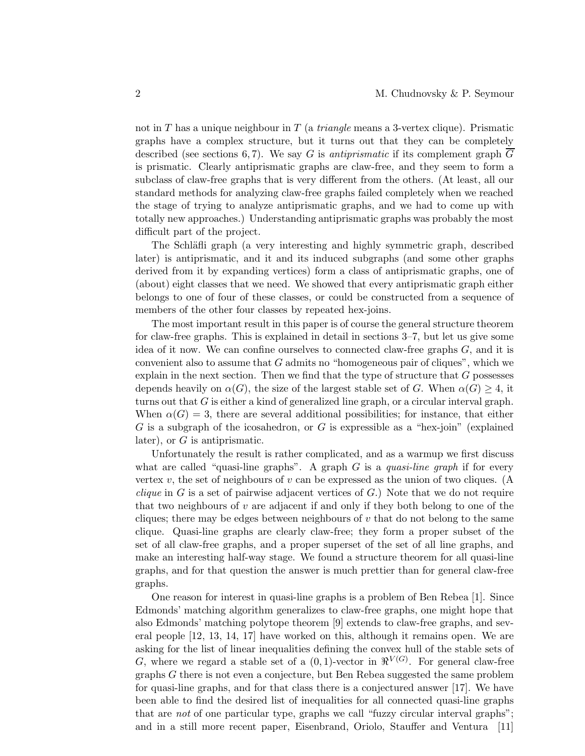not in $T$ has a unique neighbour in $T$ (a *triangle* means a 3-vertex clique). Prismatic graphs have a complex structure, but it turns out that they can be completely described (see sections 6, 7). We say $G$ is *antiprismatic* if its complement graph $\overline{G}$ is prismatic. Clearly antiprismatic graphs are claw-free, and they seem to form a subclass of claw-free graphs that is very different from the others. (At least, all our standard methods for analyzing claw-free graphs failed completely when we reached the stage of trying to analyze antiprismatic graphs, and we had to come up with totally new approaches.) Understanding antiprismatic graphs was probably the most difficult part of the project.

The Schläfli graph (a very interesting and highly symmetric graph, described later) is antiprismatic, and it and its induced subgraphs (and some other graphs derived from it by expanding vertices) form a class of antiprismatic graphs, one of (about) eight classes that we need. We showed that every antiprismatic graph either belongs to one of four of these classes, or could be constructed from a sequence of members of the other four classes by repeated hex-joins.

The most important result in this paper is of course the general structure theorem for claw-free graphs. This is explained in detail in sections 3–7, but let us give some idea of it now. We can confine ourselves to connected claw-free graphs $G$, and it is convenient also to assume that $G$ admits no "homogeneous pair of cliques", which we explain in the next section. Then we find that the type of structure that $G$ possesses depends heavily on $\alpha(G)$, the size of the largest stable set of $G$. When $\alpha(G) \geq 4$, it turns out that $G$ is either a kind of generalized line graph, or a circular interval graph. When $\alpha(G) = 3$, there are several additional possibilities; for instance, that either $G$ is a subgraph of the icosahedron, or $G$ is expressible as a "hex-join" (explained later), or $G$ is antiprismatic.

Unfortunately the result is rather complicated, and as a warmup we first discuss what are called "quasi-line graphs". A graph $G$ is a *quasi-line graph* if for every vertex $v$, the set of neighbours of $v$ can be expressed as the union of two cliques. (A *clique* in $G$ is a set of pairwise adjacent vertices of $G$.) Note that we do not require that two neighbours of $v$ are adjacent if and only if they both belong to one of the cliques; there may be edges between neighbours of $v$ that do not belong to the same clique. Quasi-line graphs are clearly claw-free; they form a proper subset of the set of all claw-free graphs, and a proper superset of the set of all line graphs, and make an interesting half-way stage. We found a structure theorem for all quasi-line graphs, and for that question the answer is much prettier than for general claw-free graphs.

One reason for interest in quasi-line graphs is a problem of Ben Rebea [1]. Since Edmonds' matching algorithm generalizes to claw-free graphs, one might hope that also Edmonds' matching polytope theorem [9] extends to claw-free graphs, and several people [12, 13, 14, 17] have worked on this, although it remains open. We are asking for the list of linear inequalities defining the convex hull of the stable sets of $G$, where we regard a stable set of a $(0, 1)$-vector in $\Re^{V(G)}$. For general claw-free graphs $G$ there is not even a conjecture, but Ben Rebea suggested the same problem for quasi-line graphs, and for that class there is a conjectured answer [17]. We have been able to find the desired list of inequalities for all connected quasi-line graphs that are *not* of one particular type, graphs we call "fuzzy circular interval graphs"; and in a still more recent paper, Eisenbrand, Oriolo, Stauffer and Ventura [11]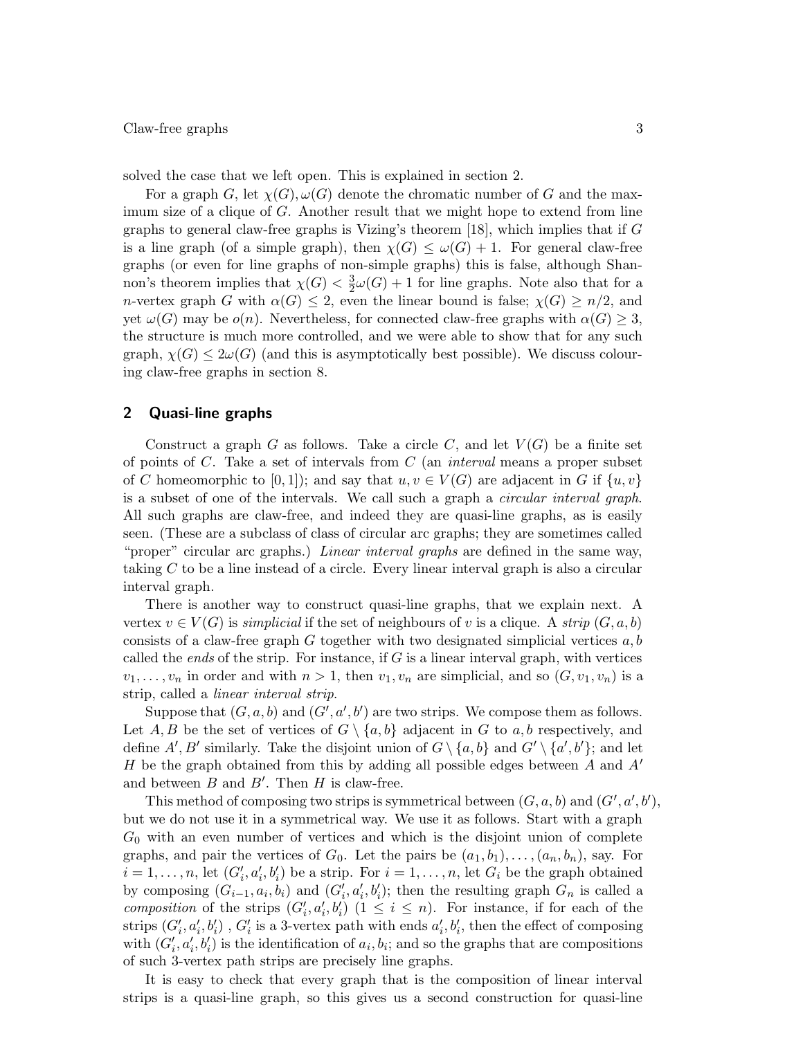solved the case that we left open. This is explained in section 2.

For a graph $G$, let $\chi(G), \omega(G)$ denote the chromatic number of $G$ and the maximum size of a clique of $G$. Another result that we might hope to extend from line graphs to general claw-free graphs is Vizing's theorem [18], which implies that if $G$ is a line graph (of a simple graph), then $\chi(G) \leq \omega(G) + 1$. For general claw-free graphs (or even for line graphs of non-simple graphs) this is false, although Shannon's theorem implies that $\chi(G) < \frac{3}{2}\omega(G) + 1$ for line graphs. Note also that for a $n$-vertex graph $G$ with $\alpha(G) \leq 2$, even the linear bound is false; $\chi(G) \geq n/2$, and yet $\omega(G)$ may be $o(n)$. Nevertheless, for connected claw-free graphs with $\alpha(G) \geq 3$, the structure is much more controlled, and we were able to show that for any such graph, $\chi(G) \leq 2\omega(G)$ (and this is asymptotically best possible). We discuss colouring claw-free graphs in section 8.

## 2 Quasi-line graphs

Construct a graph $G$ as follows. Take a circle $C$, and let $V(G)$ be a finite set of points of $C$. Take a set of intervals from $C$ (an *interval* means a proper subset of $C$ homeomorphic to $[0, 1]$); and say that $u, v \in V(G)$ are adjacent in $G$ if $\{u, v\}$ is a subset of one of the intervals. We call such a graph a *circular interval graph*. All such graphs are claw-free, and indeed they are quasi-line graphs, as is easily seen. (These are a subclass of class of circular arc graphs; they are sometimes called "proper" circular arc graphs.) *Linear interval graphs* are defined in the same way, taking $C$ to be a line instead of a circle. Every linear interval graph is also a circular interval graph.

There is another way to construct quasi-line graphs, that we explain next. A vertex $v \in V(G)$ is *simplicial* if the set of neighbours of $v$ is a clique. A *strip* $(G, a, b)$ consists of a claw-free graph $G$ together with two designated simplicial vertices $a, b$ called the *ends* of the strip. For instance, if $G$ is a linear interval graph, with vertices $v_1, \ldots, v_n$ in order and with $n > 1$, then $v_1, v_n$ are simplicial, and so $(G, v_1, v_n)$ is a strip, called a *linear interval strip*.

Suppose that $(G, a, b)$ and $(G', a', b')$ are two strips. We compose them as follows. Let $A, B$ be the set of vertices of $G \setminus \{a, b\}$ adjacent in $G$ to $a, b$ respectively, and define $A', B'$ similarly. Take the disjoint union of $G \setminus \{a, b\}$ and $G' \setminus \{a', b'\}$; and let $H$ be the graph obtained from this by adding all possible edges between $A$ and $A'$ and between $B$ and $B'$. Then $H$ is claw-free.

This method of composing two strips is symmetrical between $(G, a, b)$ and $(G', a', b')$, but we do not use it in a symmetrical way. We use it as follows. Start with a graph $G_0$ with an even number of vertices and which is the disjoint union of complete graphs, and pair the vertices of $G_0$. Let the pairs be $(a_1, b_1), \ldots, (a_n, b_n)$, say. For $i = 1, \ldots, n$, let $(G'_i, a'_i, b'_i)$ be a strip. For $i = 1, \ldots, n$, let $G_i$ be the graph obtained by composing $(G_{i-1}, a_i, b_i)$ and $(G'_i, a'_i, b'_i)$; then the resulting graph $G_n$ is called a *composition* of the strips $(G'_i, a'_i, b'_i)$ $(1 \leq i \leq n)$. For instance, if for each of the strips $(G'_i, a'_i, b'_i)$ , $G'_i$ is a 3-vertex path with ends $a'_i, b'_i$, then the effect of composing with $(G'_i, a'_i, b'_i)$ is the identification of $a_i, b_i$; and so the graphs that are compositions of such 3-vertex path strips are precisely line graphs.

It is easy to check that every graph that is the composition of linear interval strips is a quasi-line graph, so this gives us a second construction for quasi-line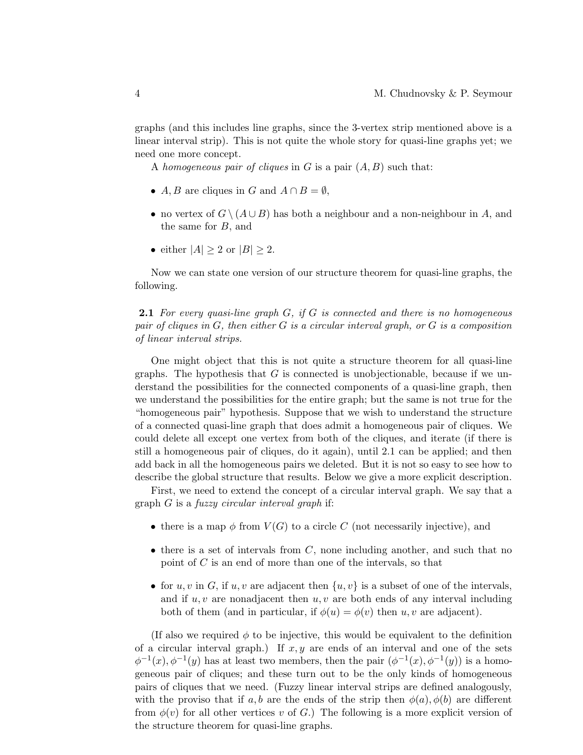graphs (and this includes line graphs, since the 3-vertex strip mentioned above is a linear interval strip). This is not quite the whole story for quasi-line graphs yet; we need one more concept.

A *homogeneous pair of cliques* in $G$ is a pair $(A, B)$ such that:

- $A, B$ are cliques in $G$ and $A \cap B = \emptyset$,
- no vertex of $G \setminus (A \cup B)$ has both a neighbour and a non-neighbour in $A$, and the same for $B$, and
- either $|A| \geq 2$ or $|B| \geq 2$.

Now we can state one version of our structure theorem for quasi-line graphs, the following.

**2.1** *For every quasi-line graph $G$, if $G$ is connected and there is no homogeneous pair of cliques in $G$, then either $G$ is a circular interval graph, or $G$ is a composition of linear interval strips.*

One might object that this is not quite a structure theorem for all quasi-line graphs. The hypothesis that $G$ is connected is unobjectionable, because if we understand the possibilities for the connected components of a quasi-line graph, then we understand the possibilities for the entire graph; but the same is not true for the "homogeneous pair" hypothesis. Suppose that we wish to understand the structure of a connected quasi-line graph that does admit a homogeneous pair of cliques. We could delete all except one vertex from both of the cliques, and iterate (if there is still a homogeneous pair of cliques, do it again), until 2.1 can be applied; and then add back in all the homogeneous pairs we deleted. But it is not so easy to see how to describe the global structure that results. Below we give a more explicit description.

First, we need to extend the concept of a circular interval graph. We say that a graph $G$ is a *fuzzy circular interval graph* if:

- there is a map $\phi$ from $V(G)$ to a circle $C$ (not necessarily injective), and
- there is a set of intervals from $C$, none including another, and such that no point of $C$ is an end of more than one of the intervals, so that
- for $u, v$ in $G$, if $u, v$ are adjacent then $\{u, v\}$ is a subset of one of the intervals, and if $u, v$ are nonadjacent then $u, v$ are both ends of any interval including both of them (and in particular, if $\phi(u) = \phi(v)$ then $u, v$ are adjacent).

(If also we required $\phi$ to be injective, this would be equivalent to the definition of a circular interval graph.) If $x, y$ are ends of an interval and one of the sets $\phi^{-1}(x), \phi^{-1}(y)$ has at least two members, then the pair $(\phi^{-1}(x), \phi^{-1}(y))$ is a homogeneous pair of cliques; and these turn out to be the only kinds of homogeneous pairs of cliques that we need. (Fuzzy linear interval strips are defined analogously, with the proviso that if $a, b$ are the ends of the strip then $\phi(a), \phi(b)$ are different from $\phi(v)$ for all other vertices $v$ of $G$.) The following is a more explicit version of the structure theorem for quasi-line graphs.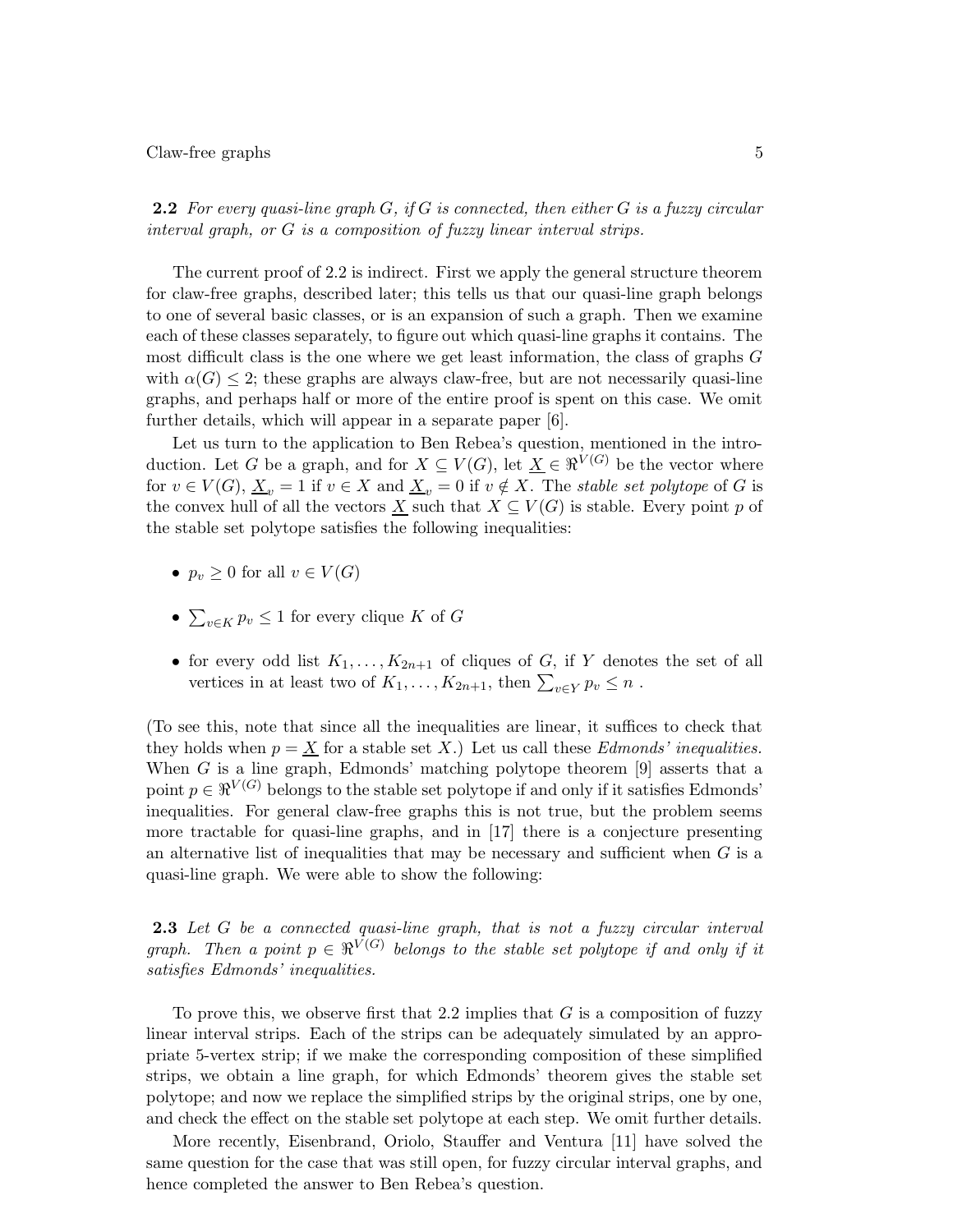**2.2** *For every quasi-line graph $G$, if $G$ is connected, then either $G$ is a fuzzy circular interval graph, or $G$ is a composition of fuzzy linear interval strips.*

The current proof of 2.2 is indirect. First we apply the general structure theorem for claw-free graphs, described later; this tells us that our quasi-line graph belongs to one of several basic classes, or is an expansion of such a graph. Then we examine each of these classes separately, to figure out which quasi-line graphs it contains. The most difficult class is the one where we get least information, the class of graphs $G$ with $\alpha(G) \leq 2$; these graphs are always claw-free, but are not necessarily quasi-line graphs, and perhaps half or more of the entire proof is spent on this case. We omit further details, which will appear in a separate paper [6].

Let us turn to the application to Ben Rebea's question, mentioned in the introduction. Let $G$ be a graph, and for $X \subseteq V(G)$, let $\underline{X} \in \Re^{V(G)}$ be the vector where for $v \in V(G)$, $\underline{X}_v = 1$ if $v \in X$ and $\underline{X}_v = 0$ if $v \notin X$. The *stable set polytope* of $G$ is the convex hull of all the vectors $\underline{X}$ such that $X \subseteq V(G)$ is stable. Every point $p$ of the stable set polytope satisfies the following inequalities:

- $p_v \geq 0$ for all $v \in V(G)$
- $\sum_{v \in K} p_v \leq 1$ for every clique $K$ of $G$
- for every odd list $K_1, \ldots, K_{2n+1}$ of cliques of $G$, if $Y$ denotes the set of all vertices in at least two of $K_1, \ldots, K_{2n+1}$, then $\sum_{v \in Y} p_v \leq n$ .

(To see this, note that since all the inequalities are linear, it suffices to check that they holds when $p = \underline{X}$ for a stable set $X$.) Let us call these *Edmonds' inequalities.* When $G$ is a line graph, Edmonds' matching polytope theorem [9] asserts that a point $p \in \Re^{V(G)}$ belongs to the stable set polytope if and only if it satisfies Edmonds' inequalities. For general claw-free graphs this is not true, but the problem seems more tractable for quasi-line graphs, and in [17] there is a conjecture presenting an alternative list of inequalities that may be necessary and sufficient when $G$ is a quasi-line graph. We were able to show the following:

**2.3** *Let $G$ be a connected quasi-line graph, that is not a fuzzy circular interval graph. Then a point $p \in \Re^{V(G)}$ belongs to the stable set polytope if and only if it satisfies Edmonds' inequalities.*

To prove this, we observe first that 2.2 implies that $G$ is a composition of fuzzy linear interval strips. Each of the strips can be adequately simulated by an appropriate 5-vertex strip; if we make the corresponding composition of these simplified strips, we obtain a line graph, for which Edmonds' theorem gives the stable set polytope; and now we replace the simplified strips by the original strips, one by one, and check the effect on the stable set polytope at each step. We omit further details.

More recently, Eisenbrand, Oriolo, Stauffer and Ventura [11] have solved the same question for the case that was still open, for fuzzy circular interval graphs, and hence completed the answer to Ben Rebea's question.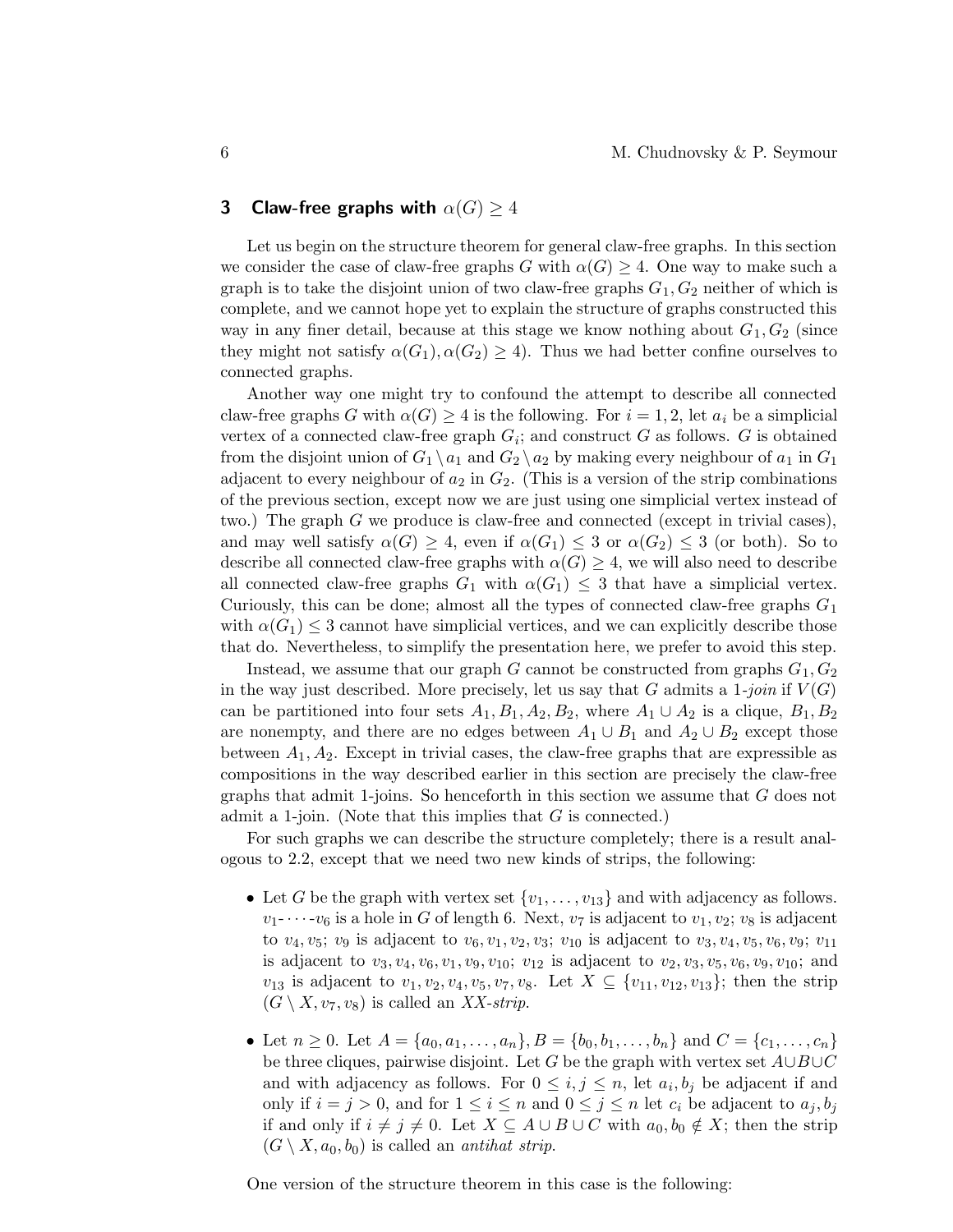## 3 Claw-free graphs with $\alpha(G) \geq 4$

Let us begin on the structure theorem for general claw-free graphs. In this section we consider the case of claw-free graphs $G$ with $\alpha(G) \geq 4$. One way to make such a graph is to take the disjoint union of two claw-free graphs $G_1, G_2$ neither of which is complete, and we cannot hope yet to explain the structure of graphs constructed this way in any finer detail, because at this stage we know nothing about $G_1, G_2$ (since they might not satisfy $\alpha(G_1), \alpha(G_2) \geq 4$). Thus we had better confine ourselves to connected graphs.

Another way one might try to confound the attempt to describe all connected claw-free graphs $G$ with $\alpha(G) \geq 4$ is the following. For $i = 1, 2$, let $a_i$ be a simplicial vertex of a connected claw-free graph $G_i$; and construct $G$ as follows. $G$ is obtained from the disjoint union of $G_1 \setminus a_1$ and $G_2 \setminus a_2$ by making every neighbour of $a_1$ in $G_1$ adjacent to every neighbour of $a_2$ in $G_2$. (This is a version of the strip combinations of the previous section, except now we are just using one simplicial vertex instead of two.) The graph $G$ we produce is claw-free and connected (except in trivial cases), and may well satisfy $\alpha(G) \geq 4$, even if $\alpha(G_1) \leq 3$ or $\alpha(G_2) \leq 3$ (or both). So to describe all connected claw-free graphs with $\alpha(G) \geq 4$, we will also need to describe all connected claw-free graphs $G_1$ with $\alpha(G_1) \leq 3$ that have a simplicial vertex. Curiously, this can be done; almost all the types of connected claw-free graphs $G_1$ with $\alpha(G_1) \leq 3$ cannot have simplicial vertices, and we can explicitly describe those that do. Nevertheless, to simplify the presentation here, we prefer to avoid this step.

Instead, we assume that our graph $G$ cannot be constructed from graphs $G_1, G_2$ in the way just described. More precisely, let us say that $G$ admits a *1-join* if $V(G)$ can be partitioned into four sets $A_1, B_1, A_2, B_2$, where $A_1 \cup A_2$ is a clique, $B_1, B_2$ are nonempty, and there are no edges between $A_1 \cup B_1$ and $A_2 \cup B_2$ except those between $A_1, A_2$. Except in trivial cases, the claw-free graphs that are expressible as compositions in the way described earlier in this section are precisely the claw-free graphs that admit 1-joins. So henceforth in this section we assume that $G$ does not admit a 1-join. (Note that this implies that $G$ is connected.)

For such graphs we can describe the structure completely; there is a result analogous to 2.2, except that we need two new kinds of strips, the following:

- Let $G$ be the graph with vertex set $\{v_1, \ldots, v_{13}\}$ and with adjacency as follows. $v_1$-$\cdots$-$v_6$ is a hole in $G$ of length 6. Next, $v_7$ is adjacent to $v_1, v_2$; $v_8$ is adjacent to $v_4, v_5$; $v_9$ is adjacent to $v_6, v_1, v_2, v_3$; $v_{10}$ is adjacent to $v_3, v_4, v_5, v_6, v_9$; $v_{11}$ is adjacent to $v_3, v_4, v_6, v_1, v_9, v_{10}$; $v_{12}$ is adjacent to $v_2, v_3, v_5, v_6, v_9, v_{10}$; and $v_{13}$ is adjacent to $v_1, v_2, v_4, v_5, v_7, v_8$. Let $X \subseteq \{v_{11}, v_{12}, v_{13}\}$; then the strip $(G \setminus X, v_7, v_8)$ is called an *XX-strip*.

- Let $n \geq 0$. Let $A = \{a_0, a_1, \ldots, a_n\}, B = \{b_0, b_1, \ldots, b_n\}$ and $C = \{c_1, \ldots, c_n\}$ be three cliques, pairwise disjoint. Let $G$ be the graph with vertex set $A \cup B \cup C$ and with adjacency as follows. For $0 \leq i, j \leq n$, let $a_i, b_j$ be adjacent if and only if $i = j > 0$, and for $1 \leq i \leq n$ and $0 \leq j \leq n$ let $c_i$ be adjacent to $a_j, b_j$ if and only if $i \neq j \neq 0$. Let $X \subseteq A \cup B \cup C$ with $a_0, b_0 \notin X$; then the strip $(G \setminus X, a_0, b_0)$ is called an *antihat strip*.

One version of the structure theorem in this case is the following: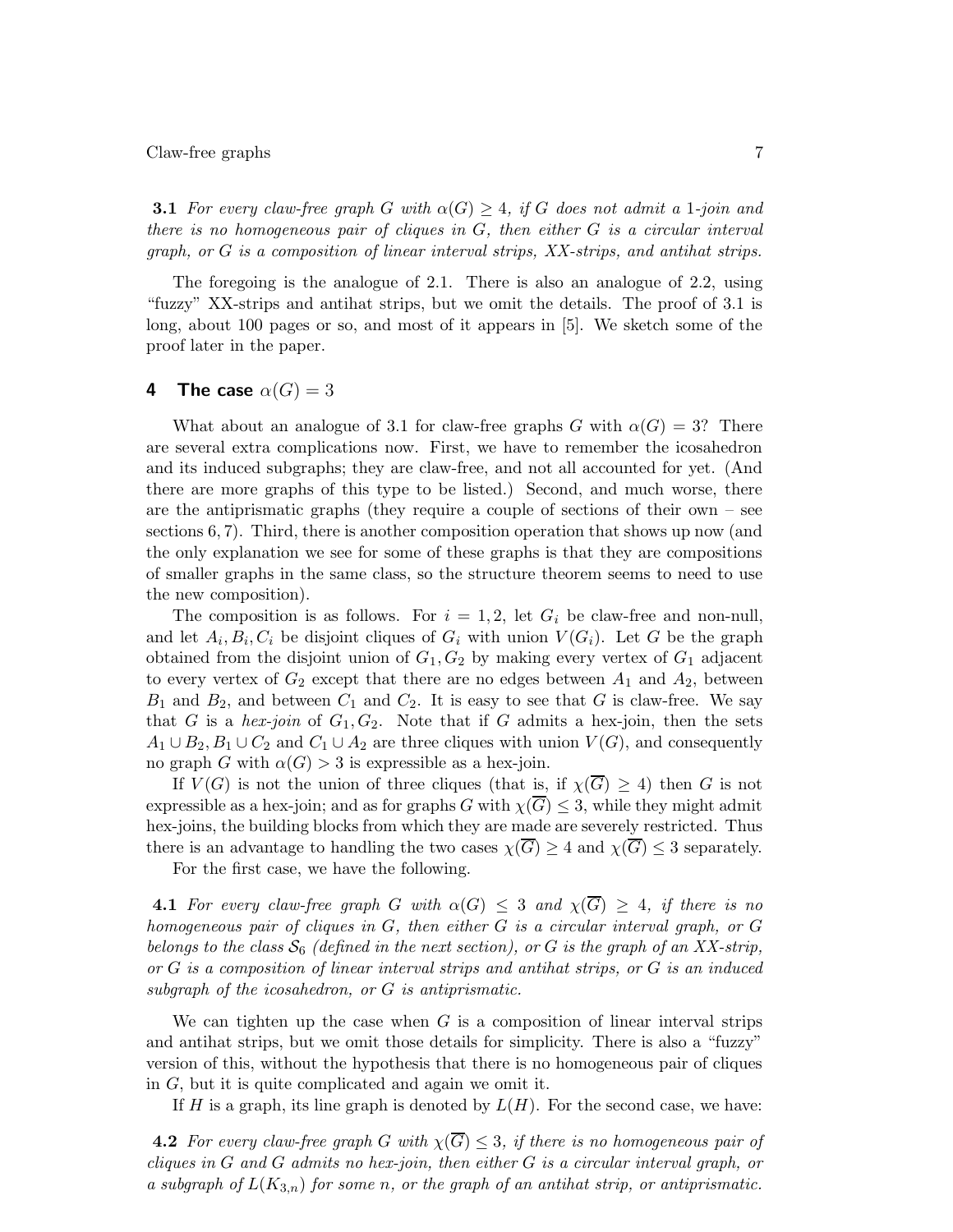**3.1** *For every claw-free graph $G$ with $\alpha(G) \geq 4$, if $G$ does not admit a 1-join and there is no homogeneous pair of cliques in $G$, then either $G$ is a circular interval graph, or $G$ is a composition of linear interval strips, XX-strips, and antihat strips.*

The foregoing is the analogue of 2.1. There is also an analogue of 2.2, using "fuzzy" XX-strips and antihat strips, but we omit the details. The proof of 3.1 is long, about 100 pages or so, and most of it appears in [5]. We sketch some of the proof later in the paper.

## 4 The case $\alpha(G) = 3$

What about an analogue of 3.1 for claw-free graphs $G$ with $\alpha(G) = 3$? There are several extra complications now. First, we have to remember the icosahedron and its induced subgraphs; they are claw-free, and not all accounted for yet. (And there are more graphs of this type to be listed.) Second, and much worse, there are the antiprismatic graphs (they require a couple of sections of their own – see sections 6, 7). Third, there is another composition operation that shows up now (and the only explanation we see for some of these graphs is that they are compositions of smaller graphs in the same class, so the structure theorem seems to need to use the new composition).

The composition is as follows. For $i = 1, 2$, let $G_i$ be claw-free and non-null, and let $A_i, B_i, C_i$ be disjoint cliques of $G_i$ with union $V(G_i)$. Let $G$ be the graph obtained from the disjoint union of $G_1, G_2$ by making every vertex of $G_1$ adjacent to every vertex of $G_2$ except that there are no edges between $A_1$ and $A_2$, between $B_1$ and $B_2$, and between $C_1$ and $C_2$. It is easy to see that $G$ is claw-free. We say that $G$ is a *hex-join* of $G_1, G_2$. Note that if $G$ admits a hex-join, then the sets $A_1 \cup B_2, B_1 \cup C_2$ and $C_1 \cup A_2$ are three cliques with union $V(G)$, and consequently no graph $G$ with $\alpha(G) > 3$ is expressible as a hex-join.

If $V(G)$ is not the union of three cliques (that is, if $\chi(\overline{G}) \geq 4$) then $G$ is not expressible as a hex-join; and as for graphs $G$ with $\chi(\overline{G}) \leq 3$, while they might admit hex-joins, the building blocks from which they are made are severely restricted. Thus there is an advantage to handling the two cases $\chi(\overline{G}) \geq 4$ and $\chi(\overline{G}) \leq 3$ separately.

For the first case, we have the following.

**4.1** *For every claw-free graph $G$ with $\alpha(G) \leq 3$ and $\chi(\overline{G}) \geq 4$, if there is no homogeneous pair of cliques in $G$, then either $G$ is a circular interval graph, or $G$ belongs to the class $\mathcal{S}_6$ (defined in the next section), or $G$ is the graph of an XX-strip, or $G$ is a composition of linear interval strips and antihat strips, or $G$ is an induced subgraph of the icosahedron, or $G$ is antiprismatic.*

We can tighten up the case when $G$ is a composition of linear interval strips and antihat strips, but we omit those details for simplicity. There is also a "fuzzy" version of this, without the hypothesis that there is no homogeneous pair of cliques in $G$, but it is quite complicated and again we omit it.

If $H$ is a graph, its line graph is denoted by $L(H)$. For the second case, we have:

**4.2** *For every claw-free graph $G$ with $\chi(\overline{G}) \leq 3$, if there is no homogeneous pair of cliques in $G$ and $G$ admits no hex-join, then either $G$ is a circular interval graph, or a subgraph of $L(K_{3,n})$ for some $n$, or the graph of an antihat strip, or antiprismatic.*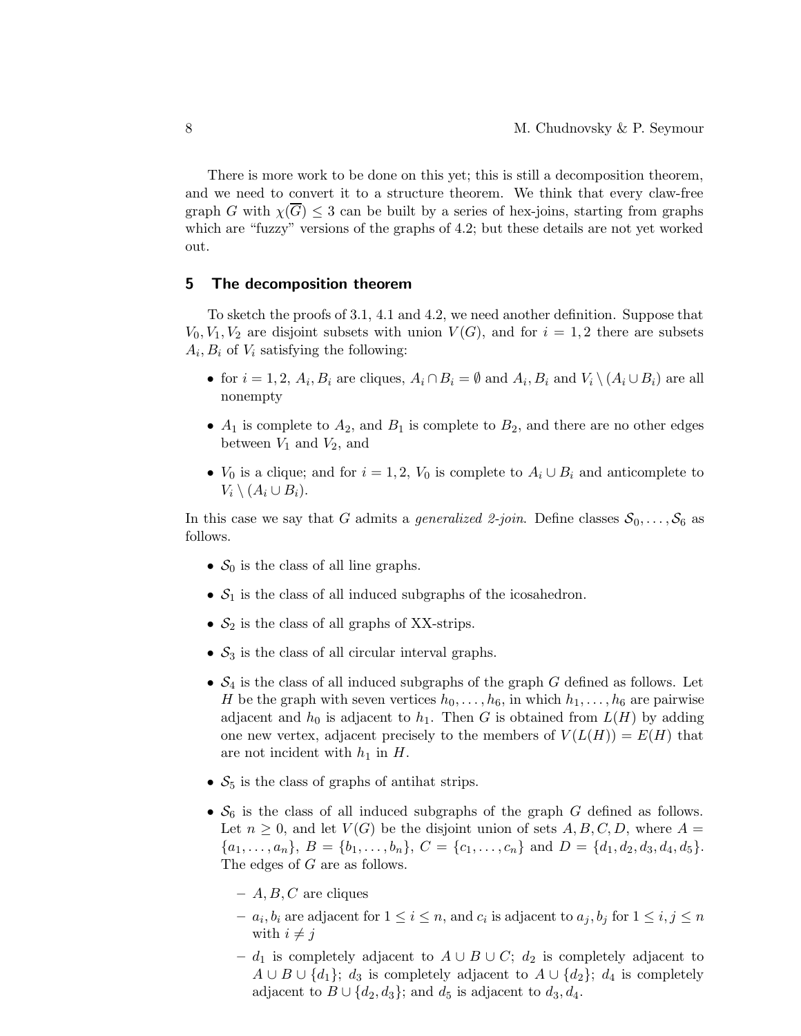There is more work to be done on this yet; this is still a decomposition theorem, and we need to convert it to a structure theorem. We think that every claw-free graph $G$ with $\chi(\overline{G}) \leq 3$ can be built by a series of hex-joins, starting from graphs which are "fuzzy" versions of the graphs of 4.2; but these details are not yet worked out.

## 5 The decomposition theorem

To sketch the proofs of 3.1, 4.1 and 4.2, we need another definition. Suppose that $V_0, V_1, V_2$ are disjoint subsets with union $V(G)$, and for $i = 1, 2$ there are subsets $A_i, B_i$ of $V_i$ satisfying the following:

- for $i = 1, 2$, $A_i, B_i$ are cliques, $A_i \cap B_i = \emptyset$ and $A_i, B_i$ and $V_i \setminus (A_i \cup B_i)$ are all nonempty
- $A_1$ is complete to $A_2$, and $B_1$ is complete to $B_2$, and there are no other edges between $V_1$ and $V_2$, and
- $V_0$ is a clique; and for $i = 1, 2$, $V_0$ is complete to $A_i \cup B_i$ and anticomplete to $V_i \setminus (A_i \cup B_i)$.

In this case we say that $G$ admits a *generalized 2-join*. Define classes $\mathcal{S}_0, \ldots, \mathcal{S}_6$ as follows.

- $\mathcal{S}_0$ is the class of all line graphs.
- $\mathcal{S}_1$ is the class of all induced subgraphs of the icosahedron.
- $\mathcal{S}_2$ is the class of all graphs of XX-strips.
- $\mathcal{S}_3$ is the class of all circular interval graphs.
- $\mathcal{S}_4$ is the class of all induced subgraphs of the graph $G$ defined as follows. Let $H$ be the graph with seven vertices $h_0, \ldots, h_6$, in which $h_1, \ldots, h_6$ are pairwise adjacent and $h_0$ is adjacent to $h_1$. Then $G$ is obtained from $L(H)$ by adding one new vertex, adjacent precisely to the members of $V(L(H)) = E(H)$ that are not incident with $h_1$ in $H$.
- $\mathcal{S}_5$ is the class of graphs of antihat strips.
- $\mathcal{S}_6$ is the class of all induced subgraphs of the graph $G$ defined as follows. Let $n \geq 0$, and let $V(G)$ be the disjoint union of sets $A, B, C, D$, where $A = \{a_1, \ldots, a_n\}$, $B = \{b_1, \ldots, b_n\}$, $C = \{c_1, \ldots, c_n\}$ and $D = \{d_1, d_2, d_3, d_4, d_5\}$. The edges of $G$ are as follows.
  - $A, B, C$ are cliques
  - $a_i, b_i$ are adjacent for $1 \leq i \leq n$, and $c_i$ is adjacent to $a_j, b_j$ for $1 \leq i, j \leq n$ with $i \neq j$
  - $d_1$ is completely adjacent to $A \cup B \cup C$; $d_2$ is completely adjacent to $A \cup B \cup \{d_1\}$; $d_3$ is completely adjacent to $A \cup \{d_2\}$; $d_4$ is completely adjacent to $B \cup \{d_2, d_3\}$; and $d_5$ is adjacent to $d_3, d_4$.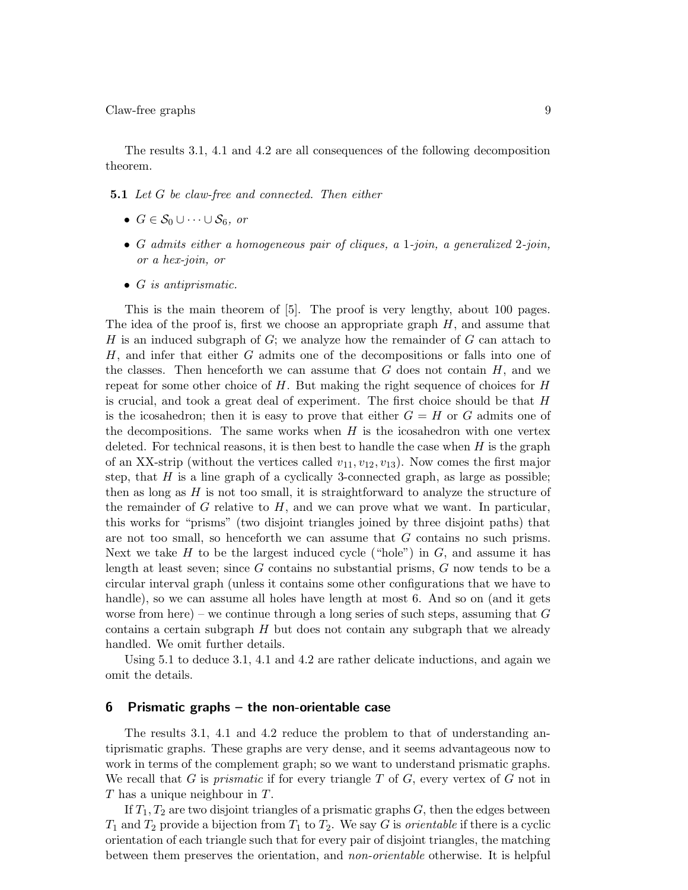The results 3.1, 4.1 and 4.2 are all consequences of the following decomposition theorem.

**5.1** *Let $G$ be claw-free and connected. Then either*

- $G \in \mathcal{S}_0 \cup \cdots \cup \mathcal{S}_6$, *or*
- *$G$ admits either a homogeneous pair of cliques, a 1-join, a generalized 2-join, or a hex-join, or*
- *$G$ is antiprismatic.*

This is the main theorem of [5]. The proof is very lengthy, about 100 pages. The idea of the proof is, first we choose an appropriate graph $H$, and assume that $H$ is an induced subgraph of $G$; we analyze how the remainder of $G$ can attach to $H$, and infer that either $G$ admits one of the decompositions or falls into one of the classes. Then henceforth we can assume that $G$ does not contain $H$, and we repeat for some other choice of $H$. But making the right sequence of choices for $H$ is crucial, and took a great deal of experiment. The first choice should be that $H$ is the icosahedron; then it is easy to prove that either $G = H$ or $G$ admits one of the decompositions. The same works when $H$ is the icosahedron with one vertex deleted. For technical reasons, it is then best to handle the case when $H$ is the graph of an XX-strip (without the vertices called $v_{11}, v_{12}, v_{13}$). Now comes the first major step, that $H$ is a line graph of a cyclically 3-connected graph, as large as possible; then as long as $H$ is not too small, it is straightforward to analyze the structure of the remainder of $G$ relative to $H$, and we can prove what we want. In particular, this works for "prisms" (two disjoint triangles joined by three disjoint paths) that are not too small, so henceforth we can assume that $G$ contains no such prisms. Next we take $H$ to be the largest induced cycle ("hole") in $G$, and assume it has length at least seven; since $G$ contains no substantial prisms, $G$ now tends to be a circular interval graph (unless it contains some other configurations that we have to handle), so we can assume all holes have length at most 6. And so on (and it gets worse from here) – we continue through a long series of such steps, assuming that $G$ contains a certain subgraph $H$ but does not contain any subgraph that we already handled. We omit further details.

Using 5.1 to deduce 3.1, 4.1 and 4.2 are rather delicate inductions, and again we omit the details.

## 6 Prismatic graphs – the non-orientable case

The results 3.1, 4.1 and 4.2 reduce the problem to that of understanding antiprismatic graphs. These graphs are very dense, and it seems advantageous now to work in terms of the complement graph; so we want to understand prismatic graphs. We recall that $G$ is *prismatic* if for every triangle $T$ of $G$, every vertex of $G$ not in $T$ has a unique neighbour in $T$.

If $T_1, T_2$ are two disjoint triangles of a prismatic graphs $G$, then the edges between $T_1$ and $T_2$ provide a bijection from $T_1$ to $T_2$. We say $G$ is *orientable* if there is a cyclic orientation of each triangle such that for every pair of disjoint triangles, the matching between them preserves the orientation, and *non-orientable* otherwise. It is helpful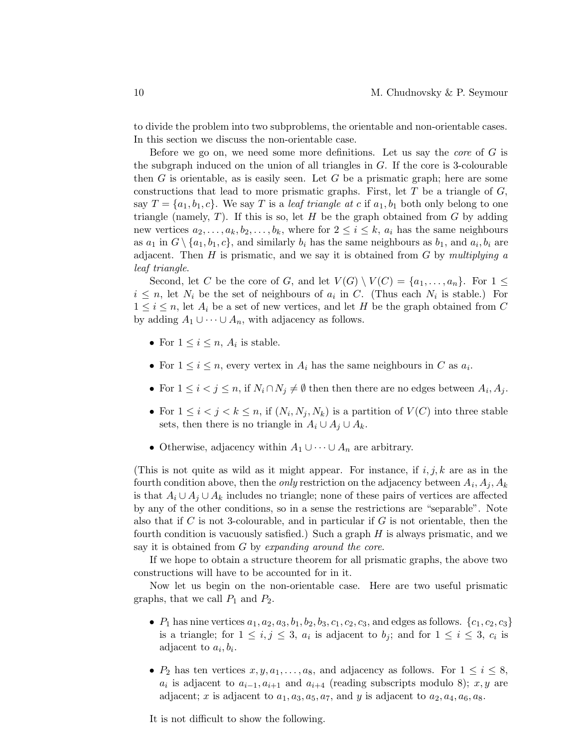to divide the problem into two subproblems, the orientable and non-orientable cases. In this section we discuss the non-orientable case.

Before we go on, we need some more definitions. Let us say the *core* of $G$ is the subgraph induced on the union of all triangles in $G$. If the core is 3-colourable then $G$ is orientable, as is easily seen. Let $G$ be a prismatic graph; here are some constructions that lead to more prismatic graphs. First, let $T$ be a triangle of $G$, say $T = \{a_1, b_1, c\}$. We say $T$ is a *leaf triangle at $c$* if $a_1, b_1$ both only belong to one triangle (namely, $T$). If this is so, let $H$ be the graph obtained from $G$ by adding new vertices $a_2, \ldots, a_k, b_2, \ldots, b_k$, where for $2 \leq i \leq k$, $a_i$ has the same neighbours as $a_1$ in $G \setminus \{a_1, b_1, c\}$, and similarly $b_i$ has the same neighbours as $b_1$, and $a_i, b_i$ are adjacent. Then $H$ is prismatic, and we say it is obtained from $G$ by *multiplying a leaf triangle.*

Second, let $C$ be the core of $G$, and let $V(G) \setminus V(C) = \{a_1, \ldots, a_n\}$. For $1 \leq i \leq n$, let $N_i$ be the set of neighbours of $a_i$ in $C$. (Thus each $N_i$ is stable.) For $1 \leq i \leq n$, let $A_i$ be a set of new vertices, and let $H$ be the graph obtained from $C$ by adding $A_1 \cup \cdots \cup A_n$, with adjacency as follows.

- For $1 \leq i \leq n$, $A_i$ is stable.
- For $1 \leq i \leq n$, every vertex in $A_i$ has the same neighbours in $C$ as $a_i$.
- For $1 \leq i < j \leq n$, if $N_i \cap N_j \neq \emptyset$ then then there are no edges between $A_i, A_j$.
- For $1 \leq i < j < k \leq n$, if $(N_i, N_j, N_k)$ is a partition of $V(C)$ into three stable sets, then there is no triangle in $A_i \cup A_j \cup A_k$.
- Otherwise, adjacency within $A_1 \cup \cdots \cup A_n$ are arbitrary.

(This is not quite as wild as it might appear. For instance, if $i, j, k$ are as in the fourth condition above, then the *only* restriction on the adjacency between $A_i, A_j, A_k$ is that $A_i \cup A_j \cup A_k$ includes no triangle; none of these pairs of vertices are affected by any of the other conditions, so in a sense the restrictions are "separable". Note also that if $C$ is not 3-colourable, and in particular if $G$ is not orientable, then the fourth condition is vacuously satisfied.) Such a graph $H$ is always prismatic, and we say it is obtained from $G$ by *expanding around the core.*

If we hope to obtain a structure theorem for all prismatic graphs, the above two constructions will have to be accounted for in it.

Now let us begin on the non-orientable case. Here are two useful prismatic graphs, that we call $P_1$ and $P_2$.

- $P_1$ has nine vertices $a_1, a_2, a_3, b_1, b_2, b_3, c_1, c_2, c_3$, and edges as follows. $\{c_1, c_2, c_3\}$ is a triangle; for $1 \leq i, j \leq 3$, $a_i$ is adjacent to $b_j$; and for $1 \leq i \leq 3$, $c_i$ is adjacent to $a_i, b_i$.
- $P_2$ has ten vertices $x, y, a_1, \ldots, a_8$, and adjacency as follows. For $1 \leq i \leq 8$, $a_i$ is adjacent to $a_{i-1}, a_{i+1}$ and $a_{i+4}$ (reading subscripts modulo 8); $x, y$ are adjacent; $x$ is adjacent to $a_1, a_3, a_5, a_7$, and $y$ is adjacent to $a_2, a_4, a_6, a_8$.

It is not difficult to show the following.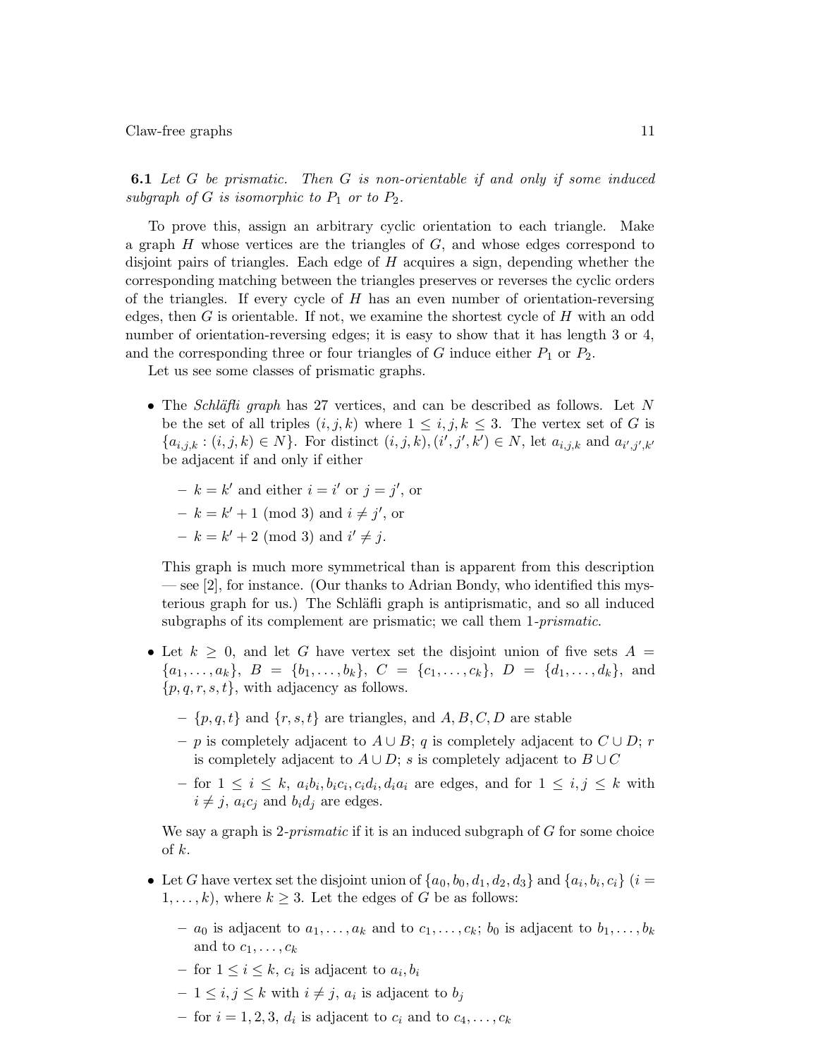**6.1** *Let $G$ be prismatic. Then $G$ is non-orientable if and only if some induced subgraph of $G$ is isomorphic to $P_1$ or to $P_2$.*

To prove this, assign an arbitrary cyclic orientation to each triangle. Make a graph $H$ whose vertices are the triangles of $G$, and whose edges correspond to disjoint pairs of triangles. Each edge of $H$ acquires a sign, depending whether the corresponding matching between the triangles preserves or reverses the cyclic orders of the triangles. If every cycle of $H$ has an even number of orientation-reversing edges, then $G$ is orientable. If not, we examine the shortest cycle of $H$ with an odd number of orientation-reversing edges; it is easy to show that it has length 3 or 4, and the corresponding three or four triangles of $G$ induce either $P_1$ or $P_2$.

Let us see some classes of prismatic graphs.

- The *Schläfli graph* has 27 vertices, and can be described as follows. Let $N$ be the set of all triples $(i, j, k)$ where $1 \le i, j, k \le 3$. The vertex set of $G$ is $\{a_{i,j,k} : (i, j, k) \in N\}$. For distinct $(i, j, k), (i', j', k') \in N$, let $a_{i,j,k}$ and $a_{i',j',k'}$ be adjacent if and only if either
  - $k = k'$ and either $i = i'$ or $j = j'$, or
  - $k = k' + 1 \pmod 3$ and $i \ne j'$, or
  - $k = k' + 2 \pmod 3$ and $i' \ne j$.

  This graph is much more symmetrical than is apparent from this description — see [2], for instance. (Our thanks to Adrian Bondy, who identified this mysterious graph for us.) The Schläfli graph is antiprismatic, and so all induced subgraphs of its complement are prismatic; we call them *1-prismatic*.

- Let $k \ge 0$, and let $G$ have vertex set the disjoint union of five sets $A = \{a_1, \dots, a_k\}$, $B = \{b_1, \dots, b_k\}$, $C = \{c_1, \dots, c_k\}$, $D = \{d_1, \dots, d_k\}$, and $\{p, q, r, s, t\}$, with adjacency as follows.
  - $\{p, q, t\}$ and $\{r, s, t\}$ are triangles, and $A, B, C, D$ are stable
  - $p$ is completely adjacent to $A \cup B$; $q$ is completely adjacent to $C \cup D$; $r$ is completely adjacent to $A \cup D$; $s$ is completely adjacent to $B \cup C$
  - for $1 \le i \le k$, $a_ib_i, b_ic_i, c_id_i, d_ia_i$ are edges, and for $1 \le i, j \le k$ with $i \ne j$, $a_ic_j$ and $b_id_j$ are edges.

  We say a graph is *2-prismatic* if it is an induced subgraph of $G$ for some choice of $k$.

- Let $G$ have vertex set the disjoint union of $\{a_0, b_0, d_1, d_2, d_3\}$ and $\{a_i, b_i, c_i\}$ ($i = 1, \dots, k$), where $k \ge 3$. Let the edges of $G$ be as follows:
  - $a_0$ is adjacent to $a_1, \dots, a_k$ and to $c_1, \dots, c_k$; $b_0$ is adjacent to $b_1, \dots, b_k$ and to $c_1, \dots, c_k$
  - for $1 \le i \le k$, $c_i$ is adjacent to $a_i, b_i$
  - $1 \le i, j \le k$ with $i \ne j$, $a_i$ is adjacent to $b_j$
  - for $i = 1, 2, 3$, $d_i$ is adjacent to $c_i$ and to $c_4, \dots, c_k$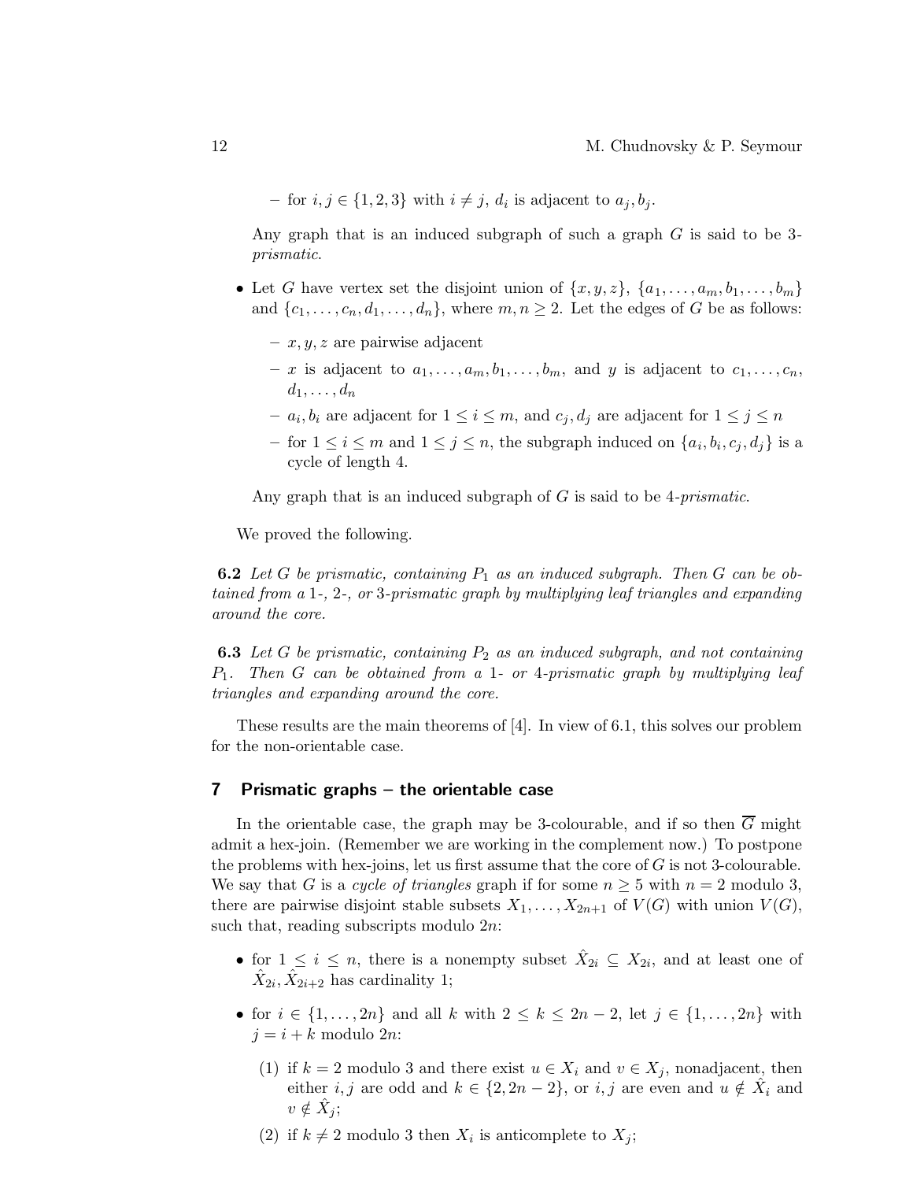- for $i, j \in \{1, 2, 3\}$ with $i \neq j$, $d_i$ is adjacent to $a_j, b_j$.

  Any graph that is an induced subgraph of such a graph $G$ is said to be 3-*prismatic*.

- Let $G$ have vertex set the disjoint union of $\{x, y, z\}$, $\{a_1, \ldots, a_m, b_1, \ldots, b_m\}$ and $\{c_1, \ldots, c_n, d_1, \ldots, d_n\}$, where $m, n \geq 2$. Let the edges of $G$ be as follows:
  - $x, y, z$ are pairwise adjacent
  - $x$ is adjacent to $a_1, \ldots, a_m, b_1, \ldots, b_m$, and $y$ is adjacent to $c_1, \ldots, c_n, d_1, \ldots, d_n$
  - $a_i, b_i$ are adjacent for $1 \leq i \leq m$, and $c_j, d_j$ are adjacent for $1 \leq j \leq n$
  - for $1 \leq i \leq m$ and $1 \leq j \leq n$, the subgraph induced on $\{a_i, b_i, c_j, d_j\}$ is a cycle of length 4.

  Any graph that is an induced subgraph of $G$ is said to be 4-*prismatic*.

We proved the following.

**6.2** *Let $G$ be prismatic, containing $P_1$ as an induced subgraph. Then $G$ can be obtained from a 1-, 2-, or 3-prismatic graph by multiplying leaf triangles and expanding around the core.*

**6.3** *Let $G$ be prismatic, containing $P_2$ as an induced subgraph, and not containing $P_1$. Then $G$ can be obtained from a 1- or 4-prismatic graph by multiplying leaf triangles and expanding around the core.*

These results are the main theorems of [4]. In view of 6.1, this solves our problem for the non-orientable case.

## 7 Prismatic graphs – the orientable case

In the orientable case, the graph may be 3-colourable, and if so then $\overline{G}$ might admit a hex-join. (Remember we are working in the complement now.) To postpone the problems with hex-joins, let us first assume that the core of $G$ is not 3-colourable. We say that $G$ is a *cycle of triangles* graph if for some $n \geq 5$ with $n = 2$ modulo 3, there are pairwise disjoint stable subsets $X_1, \ldots, X_{2n+1}$ of $V(G)$ with union $V(G)$, such that, reading subscripts modulo $2n$:

- for $1 \leq i \leq n$, there is a nonempty subset $\hat{X}_{2i} \subseteq X_{2i}$, and at least one of $\hat{X}_{2i}, \hat{X}_{2i+2}$ has cardinality 1;
- for $i \in \{1, \ldots, 2n\}$ and all $k$ with $2 \leq k \leq 2n-2$, let $j \in \{1, \ldots, 2n\}$ with $j = i + k$ modulo $2n$:
  (1) if $k = 2$ modulo 3 and there exist $u \in X_i$ and $v \in X_j$, nonadjacent, then either $i, j$ are odd and $k \in \{2, 2n-2\}$, or $i, j$ are even and $u \notin \hat{X}_i$ and $v \notin \hat{X}_j$;
  (2) if $k \neq 2$ modulo 3 then $X_i$ is anticomplete to $X_j$;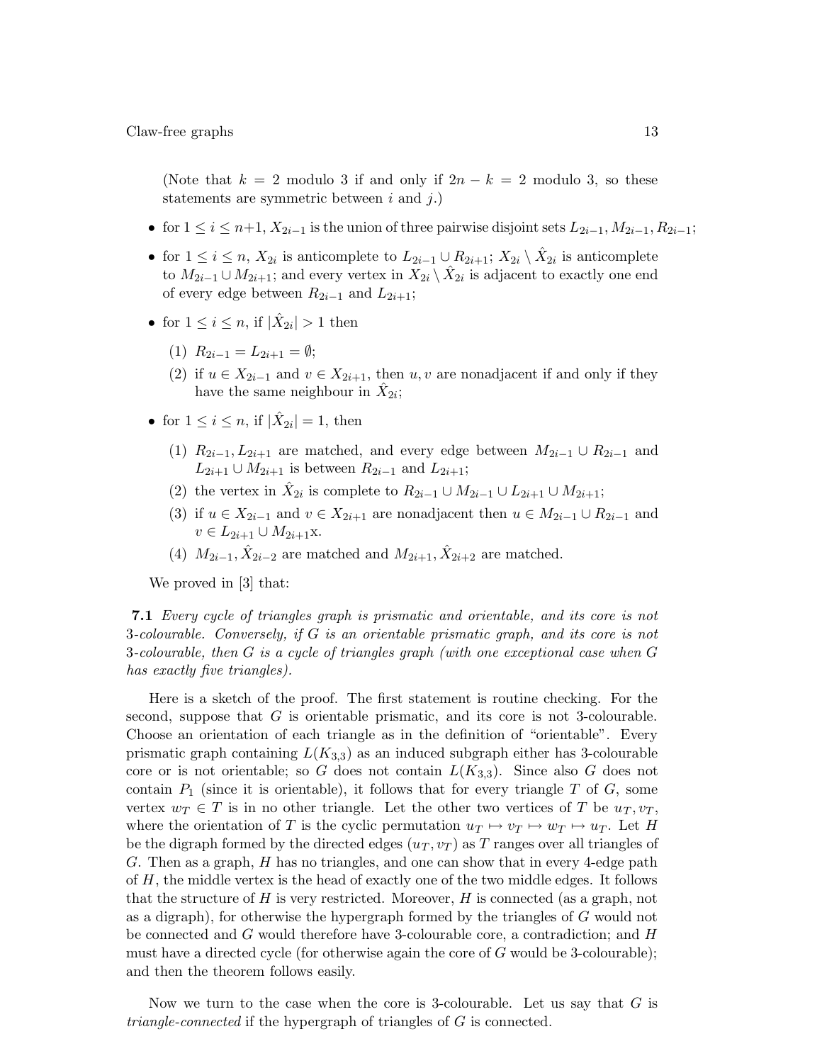(Note that $k = 2$ modulo 3 if and only if $2n - k = 2$ modulo 3, so these statements are symmetric between $i$ and $j$.)

- for $1 \leq i \leq n+1$, $X_{2i-1}$ is the union of three pairwise disjoint sets $L_{2i-1}, M_{2i-1}, R_{2i-1}$;
- for $1 \leq i \leq n$, $X_{2i}$ is anticomplete to $L_{2i-1} \cup R_{2i+1}$; $X_{2i} \setminus \hat{X}_{2i}$ is anticomplete to $M_{2i-1} \cup M_{2i+1}$; and every vertex in $X_{2i} \setminus \hat{X}_{2i}$ is adjacent to exactly one end of every edge between $R_{2i-1}$ and $L_{2i+1}$;
- for $1 \leq i \leq n$, if $|\hat{X}_{2i}| > 1$ then
  - (1) $R_{2i-1} = L_{2i+1} = \emptyset$;
  - (2) if $u \in X_{2i-1}$ and $v \in X_{2i+1}$, then $u, v$ are nonadjacent if and only if they have the same neighbour in $\hat{X}_{2i}$;
- for $1 \leq i \leq n$, if $|\hat{X}_{2i}| = 1$, then
  - (1) $R_{2i-1}, L_{2i+1}$ are matched, and every edge between $M_{2i-1} \cup R_{2i-1}$ and $L_{2i+1} \cup M_{2i+1}$ is between $R_{2i-1}$ and $L_{2i+1}$;
  - (2) the vertex in $\hat{X}_{2i}$ is complete to $R_{2i-1} \cup M_{2i-1} \cup L_{2i+1} \cup M_{2i+1}$;
  - (3) if $u \in X_{2i-1}$ and $v \in X_{2i+1}$ are nonadjacent then $u \in M_{2i-1} \cup R_{2i-1}$ and $v \in L_{2i+1} \cup M_{2i+1}$x.
  - (4) $M_{2i-1}, \hat{X}_{2i-2}$ are matched and $M_{2i+1}, \hat{X}_{2i+2}$ are matched.

We proved in [3] that:

**7.1** *Every cycle of triangles graph is prismatic and orientable, and its core is not 3-colourable. Conversely, if $G$ is an orientable prismatic graph, and its core is not 3-colourable, then $G$ is a cycle of triangles graph (with one exceptional case when $G$ has exactly five triangles).*

Here is a sketch of the proof. The first statement is routine checking. For the second, suppose that $G$ is orientable prismatic, and its core is not 3-colourable. Choose an orientation of each triangle as in the definition of "orientable". Every prismatic graph containing $L(K_{3,3})$ as an induced subgraph either has 3-colourable core or is not orientable; so $G$ does not contain $L(K_{3,3})$. Since also $G$ does not contain $P_1$ (since it is orientable), it follows that for every triangle $T$ of $G$, some vertex $w_T \in T$ is in no other triangle. Let the other two vertices of $T$ be $u_T, v_T$, where the orientation of $T$ is the cyclic permutation $u_T \mapsto v_T \mapsto w_T \mapsto u_T$. Let $H$ be the digraph formed by the directed edges $(u_T, v_T)$ as $T$ ranges over all triangles of $G$. Then as a graph, $H$ has no triangles, and one can show that in every 4-edge path of $H$, the middle vertex is the head of exactly one of the two middle edges. It follows that the structure of $H$ is very restricted. Moreover, $H$ is connected (as a graph, not as a digraph), for otherwise the hypergraph formed by the triangles of $G$ would not be connected and $G$ would therefore have 3-colourable core, a contradiction; and $H$ must have a directed cycle (for otherwise again the core of $G$ would be 3-colourable); and then the theorem follows easily.

Now we turn to the case when the core is 3-colourable. Let us say that $G$ is *triangle-connected* if the hypergraph of triangles of $G$ is connected.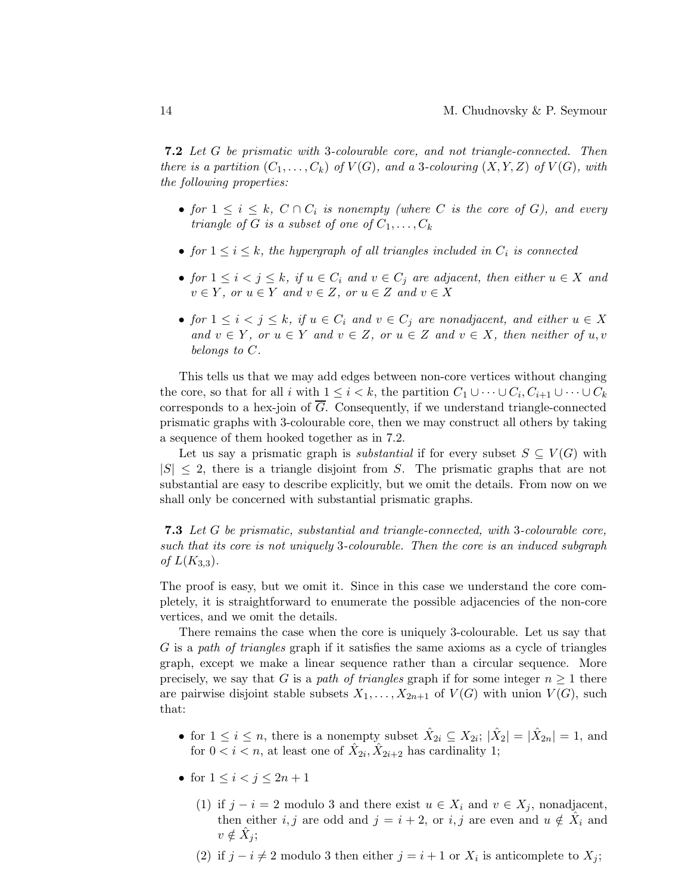**7.2** *Let $G$ be prismatic with 3-colourable core, and not triangle-connected. Then there is a partition $(C_1, \ldots, C_k)$ of $V(G)$, and a 3-colouring $(X, Y, Z)$ of $V(G)$, with the following properties:*

- *for $1 \le i \le k$, $C \cap C_i$ is nonempty (where $C$ is the core of $G$), and every triangle of $G$ is a subset of one of $C_1, \ldots, C_k$*
- *for $1 \le i \le k$, the hypergraph of all triangles included in $C_i$ is connected*
- *for $1 \le i < j \le k$, if $u \in C_i$ and $v \in C_j$ are adjacent, then either $u \in X$ and $v \in Y$, or $u \in Y$ and $v \in Z$, or $u \in Z$ and $v \in X$*
- *for $1 \le i < j \le k$, if $u \in C_i$ and $v \in C_j$ are nonadjacent, and either $u \in X$ and $v \in Y$, or $u \in Y$ and $v \in Z$, or $u \in Z$ and $v \in X$, then neither of $u, v$ belongs to $C$.*

This tells us that we may add edges between non-core vertices without changing the core, so that for all $i$ with $1 \le i < k$, the partition $C_1 \cup \cdots \cup C_i, C_{i+1} \cup \cdots \cup C_k$ corresponds to a hex-join of $\overline{G}$. Consequently, if we understand triangle-connected prismatic graphs with 3-colourable core, then we may construct all others by taking a sequence of them hooked together as in 7.2.

Let us say a prismatic graph is *substantial* if for every subset $S \subseteq V(G)$ with $|S| \le 2$, there is a triangle disjoint from $S$. The prismatic graphs that are not substantial are easy to describe explicitly, but we omit the details. From now on we shall only be concerned with substantial prismatic graphs.

**7.3** *Let $G$ be prismatic, substantial and triangle-connected, with 3-colourable core, such that its core is not uniquely 3-colourable. Then the core is an induced subgraph of $L(K_{3,3})$.*

The proof is easy, but we omit it. Since in this case we understand the core completely, it is straightforward to enumerate the possible adjacencies of the non-core vertices, and we omit the details.

There remains the case when the core is uniquely 3-colourable. Let us say that $G$ is a *path of triangles* graph if it satisfies the same axioms as a cycle of triangles graph, except we make a linear sequence rather than a circular sequence. More precisely, we say that $G$ is a *path of triangles* graph if for some integer $n \ge 1$ there are pairwise disjoint stable subsets $X_1, \ldots, X_{2n+1}$ of $V(G)$ with union $V(G)$, such that:

- for $1 \le i \le n$, there is a nonempty subset $\hat{X}_{2i} \subseteq X_{2i}$; $|\hat{X}_2| = |\hat{X}_{2n}| = 1$, and for $0 < i < n$, at least one of $\hat{X}_{2i}, \hat{X}_{2i+2}$ has cardinality 1;
- for $1 \le i < j \le 2n+1$
  1. if $j - i = 2$ modulo 3 and there exist $u \in X_i$ and $v \in X_j$, nonadjacent, then either $i, j$ are odd and $j = i + 2$, or $i, j$ are even and $u \notin \hat{X}_i$ and $v \notin \hat{X}_j$;
  2. if $j - i \neq 2$ modulo 3 then either $j = i + 1$ or $X_i$ is anticomplete to $X_j$;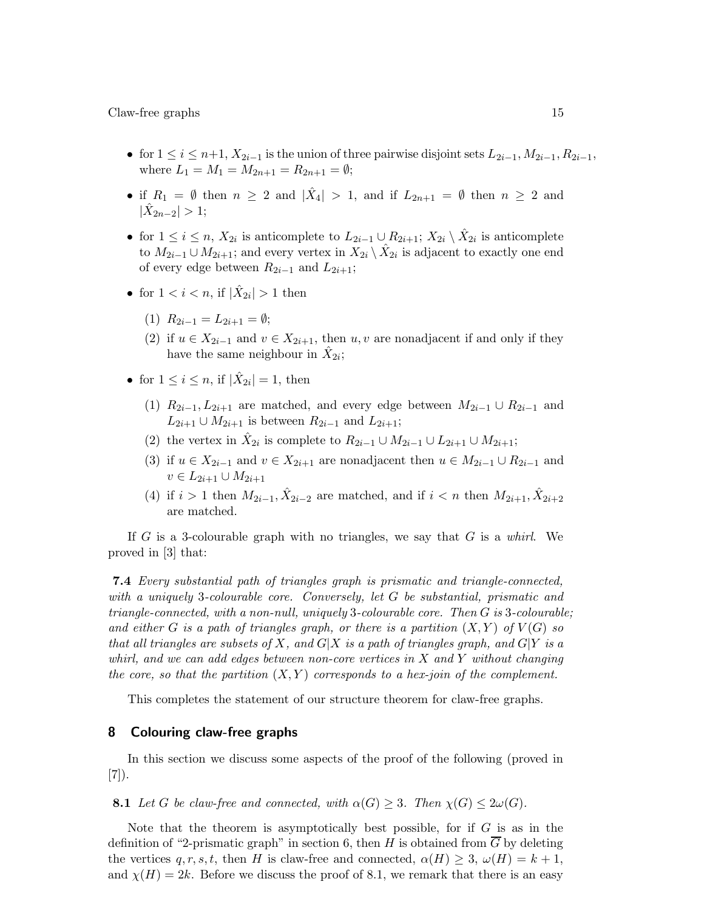- for $1 \le i \le n+1$, $X_{2i-1}$ is the union of three pairwise disjoint sets $L_{2i-1}, M_{2i-1}, R_{2i-1}$, where $L_1 = M_1 = M_{2n+1} = R_{2n+1} = \emptyset$;
- if $R_1 = \emptyset$ then $n \ge 2$ and $|\hat{X}_4| > 1$, and if $L_{2n+1} = \emptyset$ then $n \ge 2$ and $|\hat{X}_{2n-2}| > 1$;
- for $1 \le i \le n$, $X_{2i}$ is anticomplete to $L_{2i-1} \cup R_{2i+1}$; $X_{2i} \setminus \hat{X}_{2i}$ is anticomplete to $M_{2i-1} \cup M_{2i+1}$; and every vertex in $X_{2i} \setminus \hat{X}_{2i}$ is adjacent to exactly one end of every edge between $R_{2i-1}$ and $L_{2i+1}$;
- for $1 < i < n$, if $|\hat{X}_{2i}| > 1$ then
  - (1) $R_{2i-1} = L_{2i+1} = \emptyset$;
  - (2) if $u \in X_{2i-1}$ and $v \in X_{2i+1}$, then $u, v$ are nonadjacent if and only if they have the same neighbour in $\hat{X}_{2i}$;
- for $1 \le i \le n$, if $|\hat{X}_{2i}| = 1$, then
  - (1) $R_{2i-1}, L_{2i+1}$ are matched, and every edge between $M_{2i-1} \cup R_{2i-1}$ and $L_{2i+1} \cup M_{2i+1}$ is between $R_{2i-1}$ and $L_{2i+1}$;
  - (2) the vertex in $\hat{X}_{2i}$ is complete to $R_{2i-1} \cup M_{2i-1} \cup L_{2i+1} \cup M_{2i+1}$;
  - (3) if $u \in X_{2i-1}$ and $v \in X_{2i+1}$ are nonadjacent then $u \in M_{2i-1} \cup R_{2i-1}$ and $v \in L_{2i+1} \cup M_{2i+1}$
  - (4) if $i > 1$ then $M_{2i-1}, \hat{X}_{2i-2}$ are matched, and if $i < n$ then $M_{2i+1}, \hat{X}_{2i+2}$ are matched.

If $G$ is a 3-colourable graph with no triangles, we say that $G$ is a *whirl*. We proved in [3] that:

**7.4** *Every substantial path of triangles graph is prismatic and triangle-connected, with a uniquely 3-colourable core. Conversely, let $G$ be substantial, prismatic and triangle-connected, with a non-null, uniquely 3-colourable core. Then $G$ is 3-colourable; and either $G$ is a path of triangles graph, or there is a partition $(X, Y)$ of $V(G)$ so that all triangles are subsets of $X$, and $G|X$ is a path of triangles graph, and $G|Y$ is a whirl, and we can add edges between non-core vertices in $X$ and $Y$ without changing the core, so that the partition $(X, Y)$ corresponds to a hex-join of the complement.*

This completes the statement of our structure theorem for claw-free graphs.

## 8 Colouring claw-free graphs

In this section we discuss some aspects of the proof of the following (proved in [7]).

**8.1** *Let $G$ be claw-free and connected, with $\alpha(G) \ge 3$. Then $\chi(G) \le 2\omega(G)$.*

Note that the theorem is asymptotically best possible, for if $G$ is as in the definition of "2-prismatic graph" in section 6, then $H$ is obtained from $\overline{G}$ by deleting the vertices $q, r, s, t$, then $H$ is claw-free and connected, $\alpha(H) \ge 3$, $\omega(H) = k+1$, and $\chi(H) = 2k$. Before we discuss the proof of 8.1, we remark that there is an easy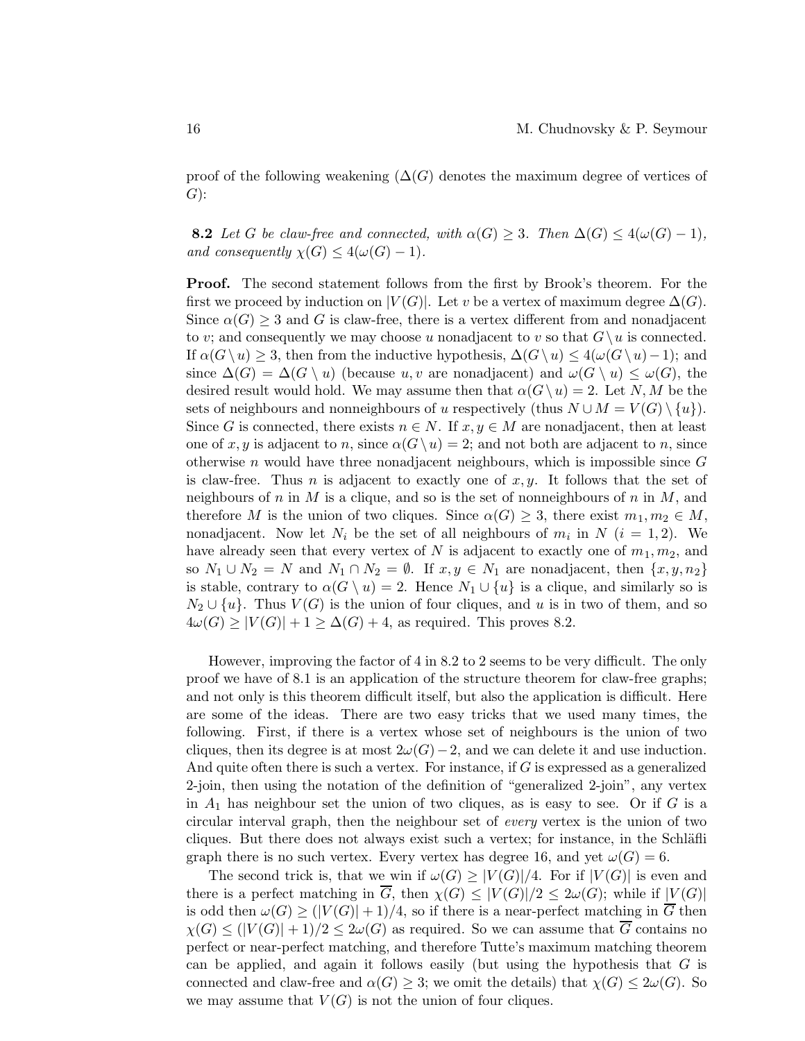proof of the following weakening ($\Delta(G)$ denotes the maximum degree of vertices of $G$):

**8.2** *Let $G$ be claw-free and connected, with $\alpha(G) \geq 3$. Then $\Delta(G) \leq 4(\omega(G)-1)$, and consequently $\chi(G) \leq 4(\omega(G)-1)$.*

**Proof.** The second statement follows from the first by Brook's theorem. For the first we proceed by induction on $|V(G)|$. Let $v$ be a vertex of maximum degree $\Delta(G)$. Since $\alpha(G) \geq 3$ and $G$ is claw-free, there is a vertex different from and nonadjacent to $v$; and consequently we may choose $u$ nonadjacent to $v$ so that $G \setminus u$ is connected. If $\alpha(G \setminus u) \geq 3$, then from the inductive hypothesis, $\Delta(G \setminus u) \leq 4(\omega(G \setminus u) - 1)$; and since $\Delta(G) = \Delta(G \setminus u)$ (because $u, v$ are nonadjacent) and $\omega(G \setminus u) \leq \omega(G)$, the desired result would hold. We may assume then that $\alpha(G \setminus u) = 2$. Let $N, M$ be the sets of neighbours and nonneighbours of $u$ respectively (thus $N \cup M = V(G) \setminus \{u\}$). Since $G$ is connected, there exists $n \in N$. If $x, y \in M$ are nonadjacent, then at least one of $x, y$ is adjacent to $n$, since $\alpha(G \setminus u) = 2$; and not both are adjacent to $n$, since otherwise $n$ would have three nonadjacent neighbours, which is impossible since $G$ is claw-free. Thus $n$ is adjacent to exactly one of $x, y$. It follows that the set of neighbours of $n$ in $M$ is a clique, and so is the set of nonneighbours of $n$ in $M$, and therefore $M$ is the union of two cliques. Since $\alpha(G) \geq 3$, there exist $m_1, m_2 \in M$, nonadjacent. Now let $N_i$ be the set of all neighbours of $m_i$ in $N$ ($i = 1, 2$). We have already seen that every vertex of $N$ is adjacent to exactly one of $m_1, m_2$, and so $N_1 \cup N_2 = N$ and $N_1 \cap N_2 = \emptyset$. If $x, y \in N_1$ are nonadjacent, then $\{x, y, n_2\}$ is stable, contrary to $\alpha(G \setminus u) = 2$. Hence $N_1 \cup \{u\}$ is a clique, and similarly so is $N_2 \cup \{u\}$. Thus $V(G)$ is the union of four cliques, and $u$ is in two of them, and so $4\omega(G) \geq |V(G)| + 1 \geq \Delta(G) + 4$, as required. This proves 8.2.

However, improving the factor of 4 in 8.2 to 2 seems to be very difficult. The only proof we have of 8.1 is an application of the structure theorem for claw-free graphs; and not only is this theorem difficult itself, but also the application is difficult. Here are some of the ideas. There are two easy tricks that we used many times, the following. First, if there is a vertex whose set of neighbours is the union of two cliques, then its degree is at most $2\omega(G) - 2$, and we can delete it and use induction. And quite often there is such a vertex. For instance, if $G$ is expressed as a generalized 2-join, then using the notation of the definition of "generalized 2-join", any vertex in $A_1$ has neighbour set the union of two cliques, as is easy to see. Or if $G$ is a circular interval graph, then the neighbour set of *every* vertex is the union of two cliques. But there does not always exist such a vertex; for instance, in the Schläfli graph there is no such vertex. Every vertex has degree 16, and yet $\omega(G) = 6$.

The second trick is, that we win if $\omega(G) \geq |V(G)|/4$. For if $|V(G)|$ is even and there is a perfect matching in $\overline{G}$, then $\chi(G) \leq |V(G)|/2 \leq 2\omega(G)$; while if $|V(G)|$ is odd then $\omega(G) \geq (|V(G)|+1)/4$, so if there is a near-perfect matching in $\overline{G}$ then $\chi(G) \leq (|V(G)|+1)/2 \leq 2\omega(G)$ as required. So we can assume that $\overline{G}$ contains no perfect or near-perfect matching, and therefore Tutte's maximum matching theorem can be applied, and again it follows easily (but using the hypothesis that $G$ is connected and claw-free and $\alpha(G) \geq 3$; we omit the details) that $\chi(G) \leq 2\omega(G)$. So we may assume that $V(G)$ is not the union of four cliques.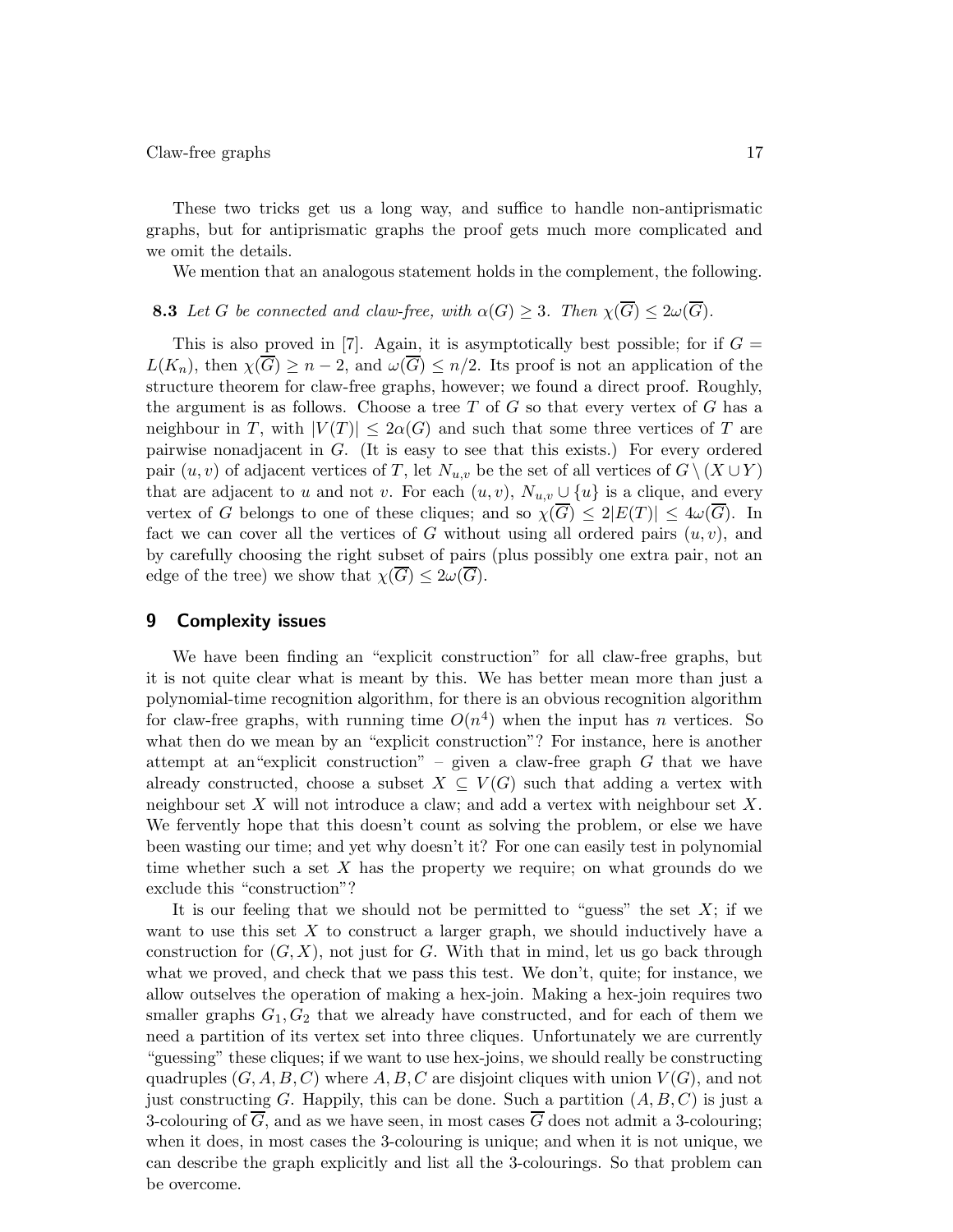These two tricks get us a long way, and suffice to handle non-antiprismatic graphs, but for antiprismatic graphs the proof gets much more complicated and we omit the details.

We mention that an analogous statement holds in the complement, the following.

**8.3** *Let $G$ be connected and claw-free, with $\alpha(G) \geq 3$. Then $\chi(\overline{G}) \leq 2\omega(\overline{G})$.*

This is also proved in [7]. Again, it is asymptotically best possible; for if $G = L(K_n)$, then $\chi(\overline{G}) \geq n-2$, and $\omega(\overline{G}) \leq n/2$. Its proof is not an application of the structure theorem for claw-free graphs, however; we found a direct proof. Roughly, the argument is as follows. Choose a tree $T$ of $G$ so that every vertex of $G$ has a neighbour in $T$, with $|V(T)| \leq 2\alpha(G)$ and such that some three vertices of $T$ are pairwise nonadjacent in $G$. (It is easy to see that this exists.) For every ordered pair $(u, v)$ of adjacent vertices of $T$, let $N_{u,v}$ be the set of all vertices of $G \setminus (X \cup Y)$ that are adjacent to $u$ and not $v$. For each $(u, v)$, $N_{u,v} \cup \{u\}$ is a clique, and every vertex of $G$ belongs to one of these cliques; and so $\chi(\overline{G}) \leq 2|E(T)| \leq 4\omega(\overline{G})$. In fact we can cover all the vertices of $G$ without using all ordered pairs $(u, v)$, and by carefully choosing the right subset of pairs (plus possibly one extra pair, not an edge of the tree) we show that $\chi(\overline{G}) \leq 2\omega(\overline{G})$.

## 9 Complexity issues

We have been finding an "explicit construction" for all claw-free graphs, but it is not quite clear what is meant by this. We has better mean more than just a polynomial-time recognition algorithm, for there is an obvious recognition algorithm for claw-free graphs, with running time $O(n^4)$ when the input has $n$ vertices. So what then do we mean by an "explicit construction"? For instance, here is another attempt at an"explicit construction" – given a claw-free graph $G$ that we have already constructed, choose a subset $X \subseteq V(G)$ such that adding a vertex with neighbour set $X$ will not introduce a claw; and add a vertex with neighbour set $X$. We fervently hope that this doesn't count as solving the problem, or else we have been wasting our time; and yet why doesn't it? For one can easily test in polynomial time whether such a set $X$ has the property we require; on what grounds do we exclude this "construction"?

It is our feeling that we should not be permitted to "guess" the set $X$; if we want to use this set $X$ to construct a larger graph, we should inductively have a construction for $(G, X)$, not just for $G$. With that in mind, let us go back through what we proved, and check that we pass this test. We don't, quite; for instance, we allow outselves the operation of making a hex-join. Making a hex-join requires two smaller graphs $G_1, G_2$ that we already have constructed, and for each of them we need a partition of its vertex set into three cliques. Unfortunately we are currently "guessing" these cliques; if we want to use hex-joins, we should really be constructing quadruples $(G, A, B, C)$ where $A, B, C$ are disjoint cliques with union $V(G)$, and not just constructing $G$. Happily, this can be done. Such a partition $(A, B, C)$ is just a 3-colouring of $\overline{G}$, and as we have seen, in most cases $\overline{G}$ does not admit a 3-colouring; when it does, in most cases the 3-colouring is unique; and when it is not unique, we can describe the graph explicitly and list all the 3-colourings. So that problem can be overcome.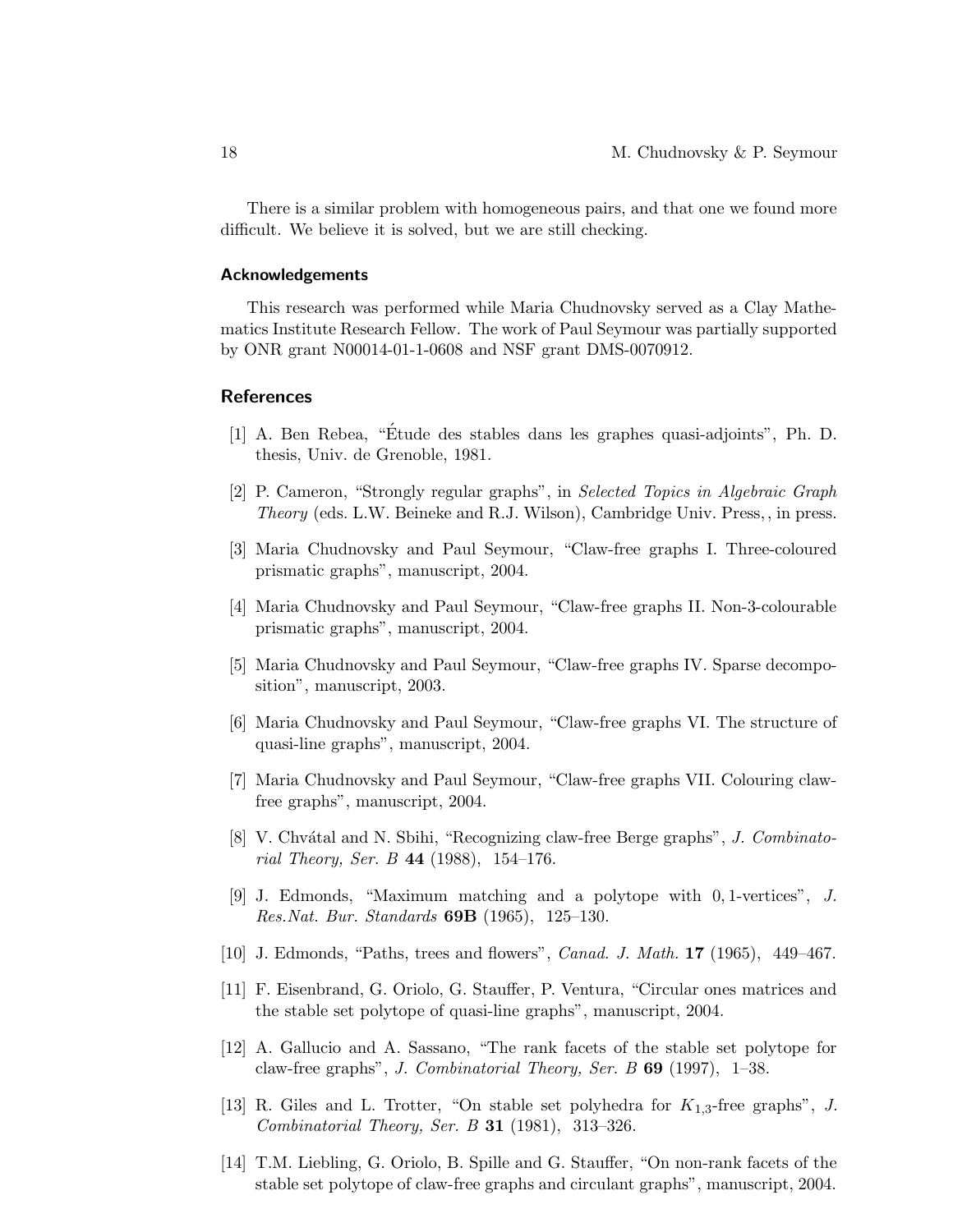There is a similar problem with homogeneous pairs, and that one we found more difficult. We believe it is solved, but we are still checking.

## Acknowledgements

This research was performed while Maria Chudnovsky served as a Clay Mathematics Institute Research Fellow. The work of Paul Seymour was partially supported by ONR grant N00014-01-1-0608 and NSF grant DMS-0070912.

## References

[1] A. Ben Rebea, "Étude des stables dans les graphes quasi-adjoints", Ph. D. thesis, Univ. de Grenoble, 1981.

[2] P. Cameron, "Strongly regular graphs", in *Selected Topics in Algebraic Graph Theory* (eds. L.W. Beineke and R.J. Wilson), Cambridge Univ. Press, , in press.

[3] Maria Chudnovsky and Paul Seymour, "Claw-free graphs I. Three-coloured prismatic graphs", manuscript, 2004.

[4] Maria Chudnovsky and Paul Seymour, "Claw-free graphs II. Non-3-colourable prismatic graphs", manuscript, 2004.

[5] Maria Chudnovsky and Paul Seymour, "Claw-free graphs IV. Sparse decomposition", manuscript, 2003.

[6] Maria Chudnovsky and Paul Seymour, "Claw-free graphs VI. The structure of quasi-line graphs", manuscript, 2004.

[7] Maria Chudnovsky and Paul Seymour, "Claw-free graphs VII. Colouring claw-free graphs", manuscript, 2004.

[8] V. Chvátal and N. Sbihi, "Recognizing claw-free Berge graphs", *J. Combinatorial Theory, Ser. B* **44** (1988), 154–176.

[9] J. Edmonds, "Maximum matching and a polytope with 0, 1-vertices", *J. Res.Nat. Bur. Standards* **69B** (1965), 125–130.

[10] J. Edmonds, "Paths, trees and flowers", *Canad. J. Math.* **17** (1965), 449–467.

[11] F. Eisenbrand, G. Oriolo, G. Stauffer, P. Ventura, "Circular ones matrices and the stable set polytope of quasi-line graphs", manuscript, 2004.

[12] A. Gallucio and A. Sassano, "The rank facets of the stable set polytope for claw-free graphs", *J. Combinatorial Theory, Ser. B* **69** (1997), 1–38.

[13] R. Giles and L. Trotter, "On stable set polyhedra for $K_{1,3}$-free graphs", *J. Combinatorial Theory, Ser. B* **31** (1981), 313–326.

[14] T.M. Liebling, G. Oriolo, B. Spille and G. Stauffer, "On non-rank facets of the stable set polytope of claw-free graphs and circulant graphs", manuscript, 2004.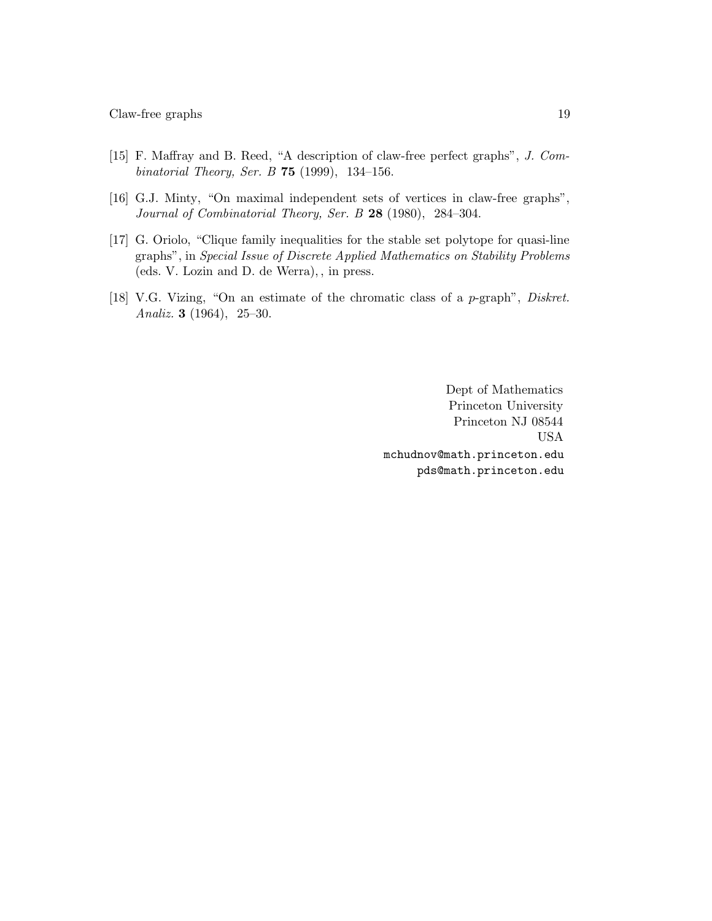[15] F. Maffray and B. Reed, "A description of claw-free perfect graphs", *J. Combinatorial Theory, Ser. B* **75** (1999), 134–156.

[16] G.J. Minty, "On maximal independent sets of vertices in claw-free graphs", *Journal of Combinatorial Theory, Ser. B* **28** (1980), 284–304.

[17] G. Oriolo, "Clique family inequalities for the stable set polytope for quasi-line graphs", in *Special Issue of Discrete Applied Mathematics on Stability Problems* (eds. V. Lozin and D. de Werra), , in press.

[18] V.G. Vizing, "On an estimate of the chromatic class of a $p$-graph", *Diskret. Analiz.* **3** (1964), 25–30.

Dept of Mathematics
Princeton University
Princeton NJ 08544
USA
mchudnov@math.princeton.edu
pds@math.princeton.edu